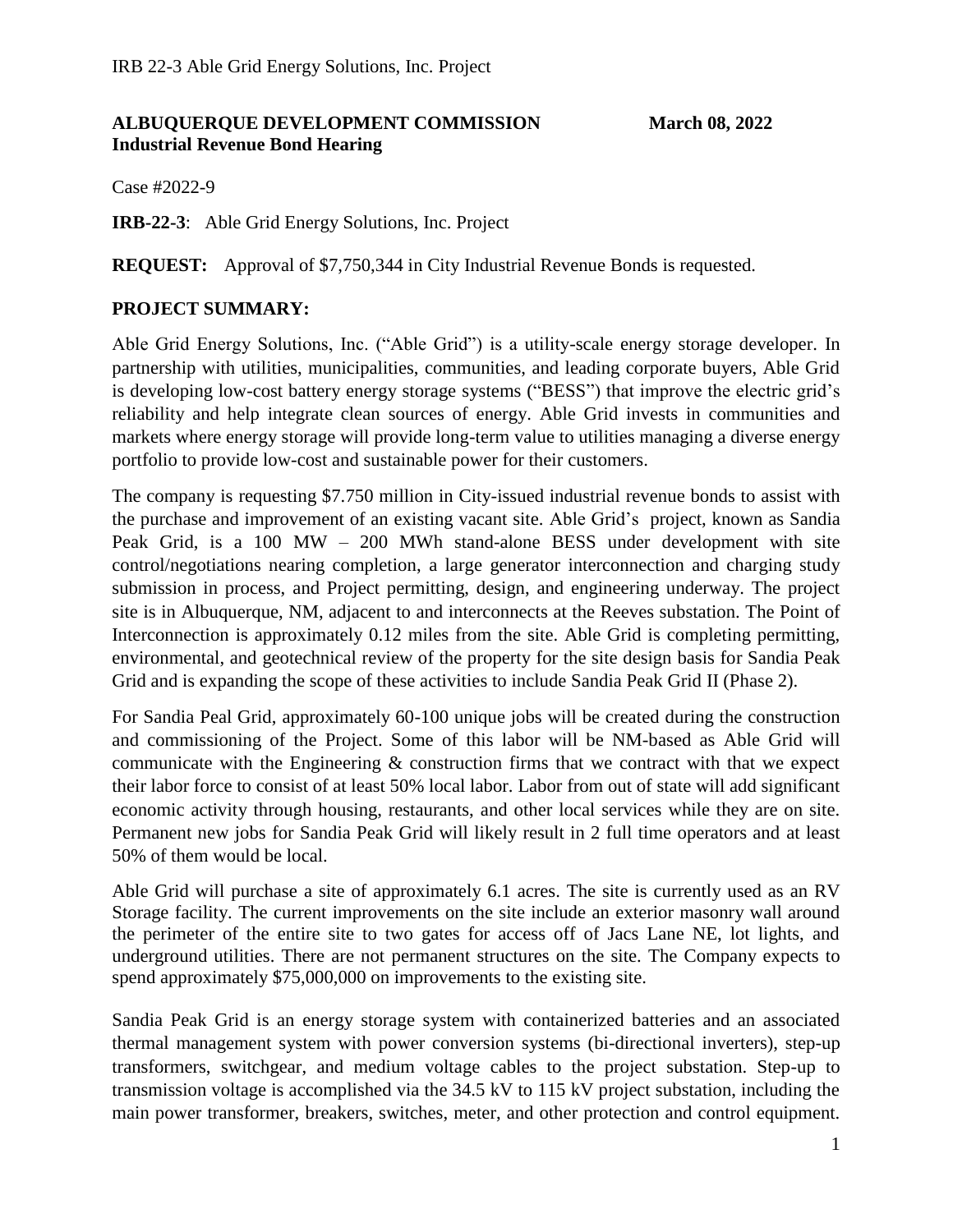**ALBUQUERQUE DEVELOPMENT COMMISSION** **March 08, 2022**
**Industrial Revenue Bond Hearing**

Case #2022-9

**IRB-22-3**: Able Grid Energy Solutions, Inc. Project

**REQUEST:** Approval of $7,750,344 in City Industrial Revenue Bonds is requested.

## PROJECT SUMMARY:

Able Grid Energy Solutions, Inc. ("Able Grid") is a utility-scale energy storage developer. In partnership with utilities, municipalities, communities, and leading corporate buyers, Able Grid is developing low-cost battery energy storage systems ("BESS") that improve the electric grid's reliability and help integrate clean sources of energy. Able Grid invests in communities and markets where energy storage will provide long-term value to utilities managing a diverse energy portfolio to provide low-cost and sustainable power for their customers.

The company is requesting $7.750 million in City-issued industrial revenue bonds to assist with the purchase and improvement of an existing vacant site. Able Grid's project, known as Sandia Peak Grid, is a 100 MW – 200 MWh stand-alone BESS under development with site control/negotiations nearing completion, a large generator interconnection and charging study submission in process, and Project permitting, design, and engineering underway. The project site is in Albuquerque, NM, adjacent to and interconnects at the Reeves substation. The Point of Interconnection is approximately 0.12 miles from the site. Able Grid is completing permitting, environmental, and geotechnical review of the property for the site design basis for Sandia Peak Grid and is expanding the scope of these activities to include Sandia Peak Grid II (Phase 2).

For Sandia Peal Grid, approximately 60-100 unique jobs will be created during the construction and commissioning of the Project. Some of this labor will be NM-based as Able Grid will communicate with the Engineering & construction firms that we contract with that we expect their labor force to consist of at least 50% local labor. Labor from out of state will add significant economic activity through housing, restaurants, and other local services while they are on site. Permanent new jobs for Sandia Peak Grid will likely result in 2 full time operators and at least 50% of them would be local.

Able Grid will purchase a site of approximately 6.1 acres. The site is currently used as an RV Storage facility. The current improvements on the site include an exterior masonry wall around the perimeter of the entire site to two gates for access off of Jacs Lane NE, lot lights, and underground utilities. There are not permanent structures on the site. The Company expects to spend approximately $75,000,000 on improvements to the existing site.

Sandia Peak Grid is an energy storage system with containerized batteries and an associated thermal management system with power conversion systems (bi-directional inverters), step-up transformers, switchgear, and medium voltage cables to the project substation. Step-up to transmission voltage is accomplished via the 34.5 kV to 115 kV project substation, including the main power transformer, breakers, switches, meter, and other protection and control equipment.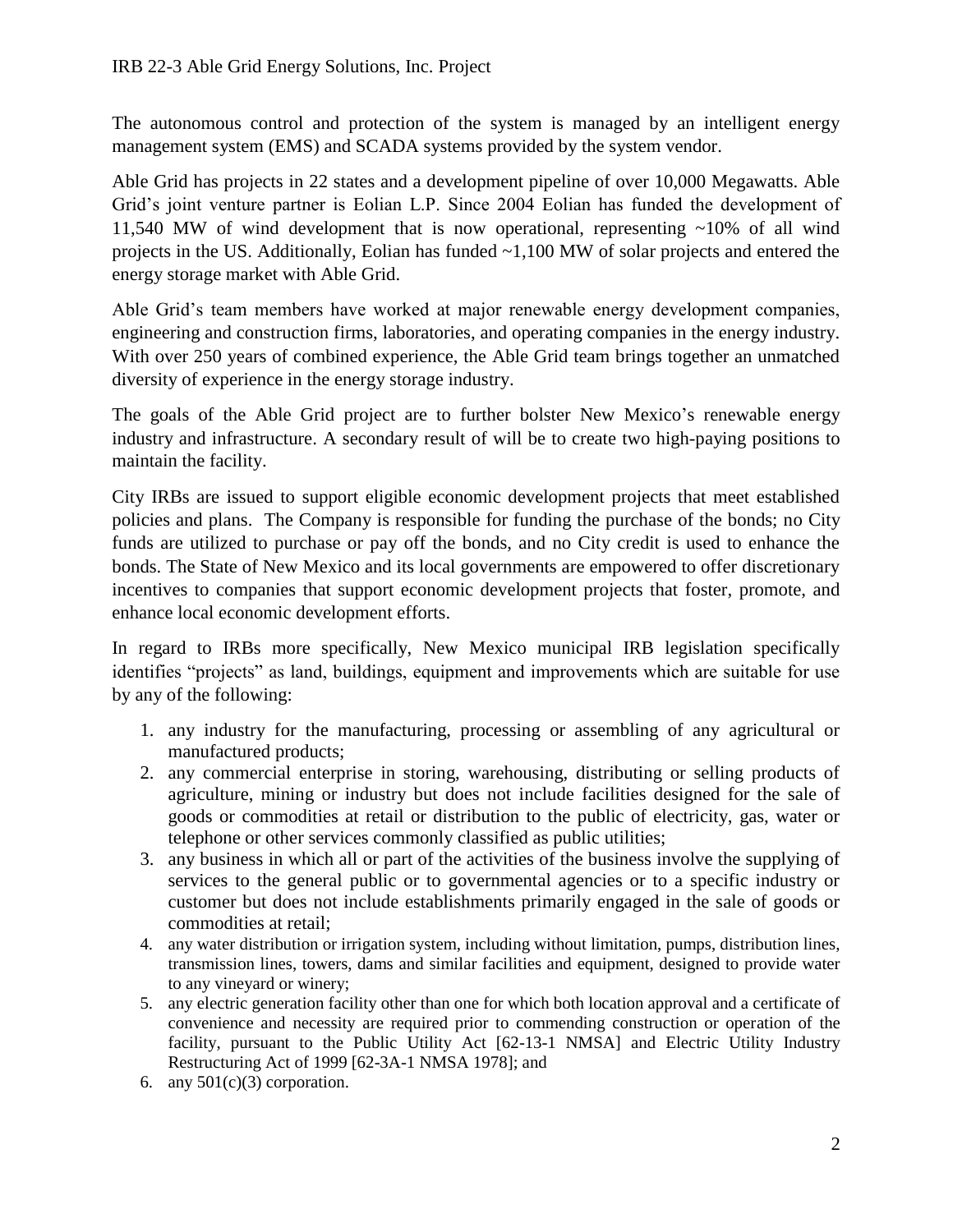The autonomous control and protection of the system is managed by an intelligent energy management system (EMS) and SCADA systems provided by the system vendor.

Able Grid has projects in 22 states and a development pipeline of over 10,000 Megawatts. Able Grid's joint venture partner is Eolian L.P. Since 2004 Eolian has funded the development of 11,540 MW of wind development that is now operational, representing ~10% of all wind projects in the US. Additionally, Eolian has funded ~1,100 MW of solar projects and entered the energy storage market with Able Grid.

Able Grid's team members have worked at major renewable energy development companies, engineering and construction firms, laboratories, and operating companies in the energy industry. With over 250 years of combined experience, the Able Grid team brings together an unmatched diversity of experience in the energy storage industry.

The goals of the Able Grid project are to further bolster New Mexico's renewable energy industry and infrastructure. A secondary result of will be to create two high-paying positions to maintain the facility.

City IRBs are issued to support eligible economic development projects that meet established policies and plans. The Company is responsible for funding the purchase of the bonds; no City funds are utilized to purchase or pay off the bonds, and no City credit is used to enhance the bonds. The State of New Mexico and its local governments are empowered to offer discretionary incentives to companies that support economic development projects that foster, promote, and enhance local economic development efforts.

In regard to IRBs more specifically, New Mexico municipal IRB legislation specifically identifies "projects" as land, buildings, equipment and improvements which are suitable for use by any of the following:

1. any industry for the manufacturing, processing or assembling of any agricultural or manufactured products;
2. any commercial enterprise in storing, warehousing, distributing or selling products of agriculture, mining or industry but does not include facilities designed for the sale of goods or commodities at retail or distribution to the public of electricity, gas, water or telephone or other services commonly classified as public utilities;
3. any business in which all or part of the activities of the business involve the supplying of services to the general public or to governmental agencies or to a specific industry or customer but does not include establishments primarily engaged in the sale of goods or commodities at retail;
4. any water distribution or irrigation system, including without limitation, pumps, distribution lines, transmission lines, towers, dams and similar facilities and equipment, designed to provide water to any vineyard or winery;
5. any electric generation facility other than one for which both location approval and a certificate of convenience and necessity are required prior to commending construction or operation of the facility, pursuant to the Public Utility Act [62-13-1 NMSA] and Electric Utility Industry Restructuring Act of 1999 [62-3A-1 NMSA 1978]; and
6. any 501(c)(3) corporation.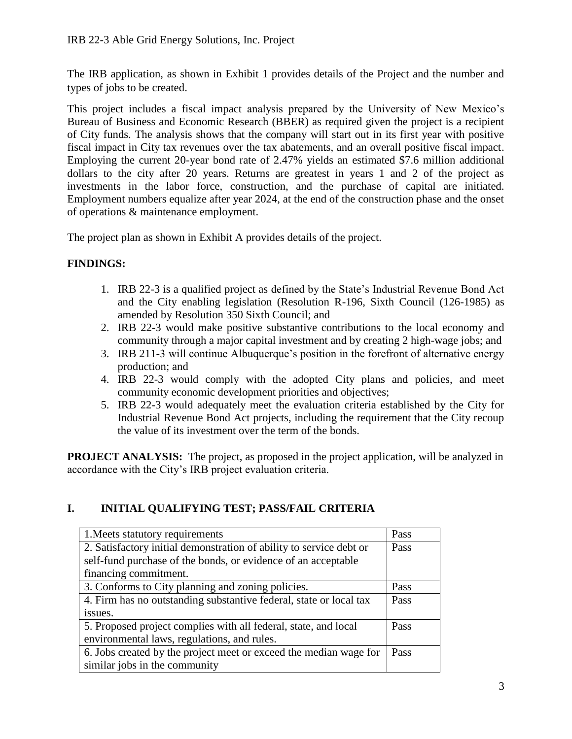The IRB application, as shown in Exhibit 1 provides details of the Project and the number and types of jobs to be created.

This project includes a fiscal impact analysis prepared by the University of New Mexico's Bureau of Business and Economic Research (BBER) as required given the project is a recipient of City funds. The analysis shows that the company will start out in its first year with positive fiscal impact in City tax revenues over the tax abatements, and an overall positive fiscal impact. Employing the current 20-year bond rate of 2.47% yields an estimated $7.6 million additional dollars to the city after 20 years. Returns are greatest in years 1 and 2 of the project as investments in the labor force, construction, and the purchase of capital are initiated. Employment numbers equalize after year 2024, at the end of the construction phase and the onset of operations & maintenance employment.

The project plan as shown in Exhibit A provides details of the project.

**FINDINGS:**

1. IRB 22-3 is a qualified project as defined by the State's Industrial Revenue Bond Act and the City enabling legislation (Resolution R-196, Sixth Council (126-1985) as amended by Resolution 350 Sixth Council; and
2. IRB 22-3 would make positive substantive contributions to the local economy and community through a major capital investment and by creating 2 high-wage jobs; and
3. IRB 211-3 will continue Albuquerque's position in the forefront of alternative energy production; and
4. IRB 22-3 would comply with the adopted City plans and policies, and meet community economic development priorities and objectives;
5. IRB 22-3 would adequately meet the evaluation criteria established by the City for Industrial Revenue Bond Act projects, including the requirement that the City recoup the value of its investment over the term of the bonds.

**PROJECT ANALYSIS:** The project, as proposed in the project application, will be analyzed in accordance with the City's IRB project evaluation criteria.

## I. INITIAL QUALIFYING TEST; PASS/FAIL CRITERIA

| Criteria | Result |
|---|---|
| 1.Meets statutory requirements | Pass |
| 2. Satisfactory initial demonstration of ability to service debt or self-fund purchase of the bonds, or evidence of an acceptable financing commitment. | Pass |
| 3. Conforms to City planning and zoning policies. | Pass |
| 4. Firm has no outstanding substantive federal, state or local tax issues. | Pass |
| 5. Proposed project complies with all federal, state, and local environmental laws, regulations, and rules. | Pass |
| 6. Jobs created by the project meet or exceed the median wage for similar jobs in the community | Pass |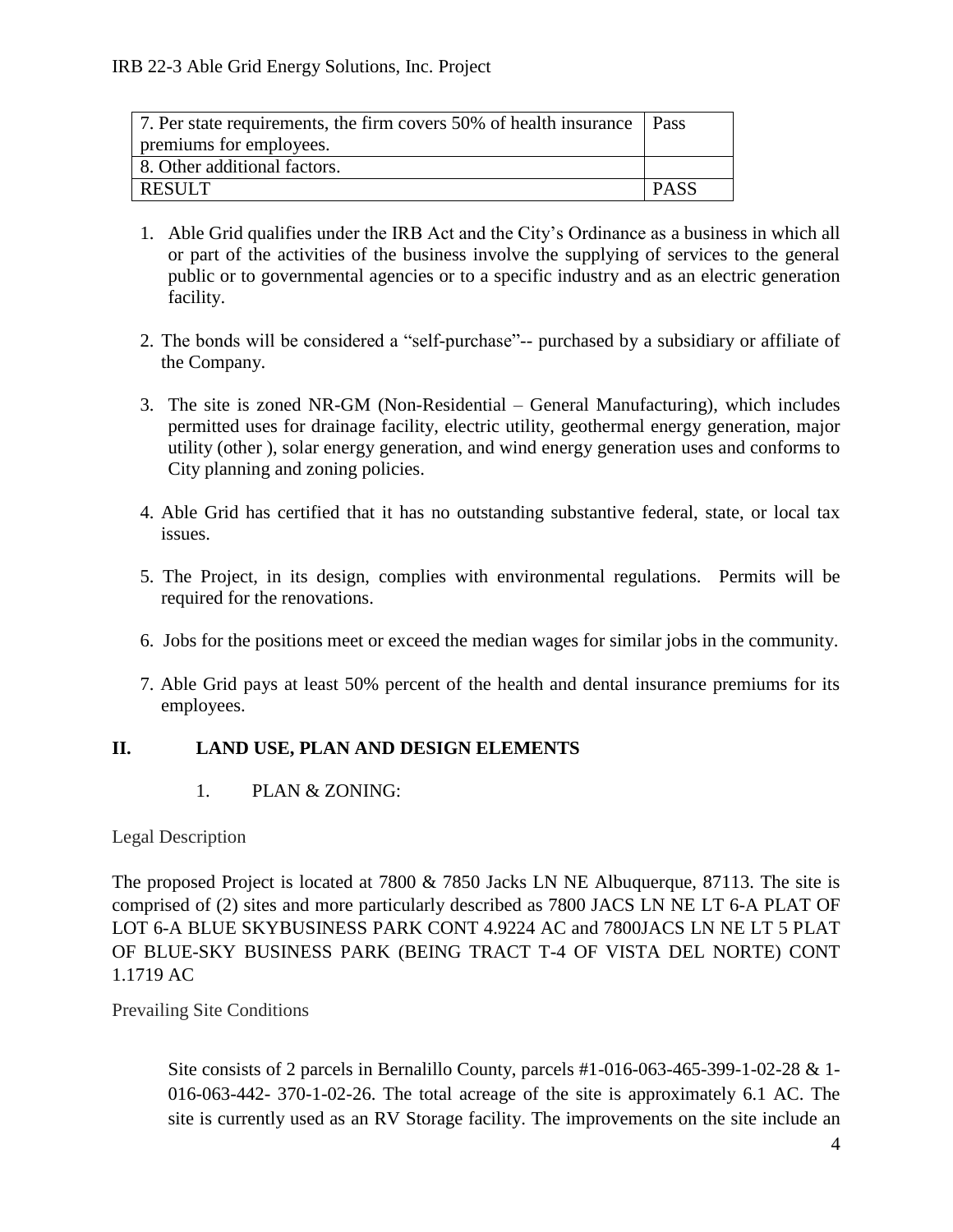| 7. Per state requirements, the firm covers 50% of health insurance premiums for employees. | Pass |
| --- | --- |
| 8. Other additional factors. | |
| RESULT | PASS |

1. Able Grid qualifies under the IRB Act and the City's Ordinance as a business in which all or part of the activities of the business involve the supplying of services to the general public or to governmental agencies or to a specific industry and as an electric generation facility.

2. The bonds will be considered a "self-purchase"-- purchased by a subsidiary or affiliate of the Company.

3. The site is zoned NR-GM (Non-Residential – General Manufacturing), which includes permitted uses for drainage facility, electric utility, geothermal energy generation, major utility (other ), solar energy generation, and wind energy generation uses and conforms to City planning and zoning policies.

4. Able Grid has certified that it has no outstanding substantive federal, state, or local tax issues.

5. The Project, in its design, complies with environmental regulations. Permits will be required for the renovations.

6. Jobs for the positions meet or exceed the median wages for similar jobs in the community.

7. Able Grid pays at least 50% percent of the health and dental insurance premiums for its employees.

## II. LAND USE, PLAN AND DESIGN ELEMENTS

### 1. PLAN & ZONING:

Legal Description

The proposed Project is located at 7800 & 7850 Jacks LN NE Albuquerque, 87113. The site is comprised of (2) sites and more particularly described as 7800 JACS LN NE LT 6-A PLAT OF LOT 6-A BLUE SKYBUSINESS PARK CONT 4.9224 AC and 7800JACS LN NE LT 5 PLAT OF BLUE-SKY BUSINESS PARK (BEING TRACT T-4 OF VISTA DEL NORTE) CONT 1.1719 AC

Prevailing Site Conditions

Site consists of 2 parcels in Bernalillo County, parcels #1-016-063-465-399-1-02-28 & 1-016-063-442- 370-1-02-26. The total acreage of the site is approximately 6.1 AC. The site is currently used as an RV Storage facility. The improvements on the site include an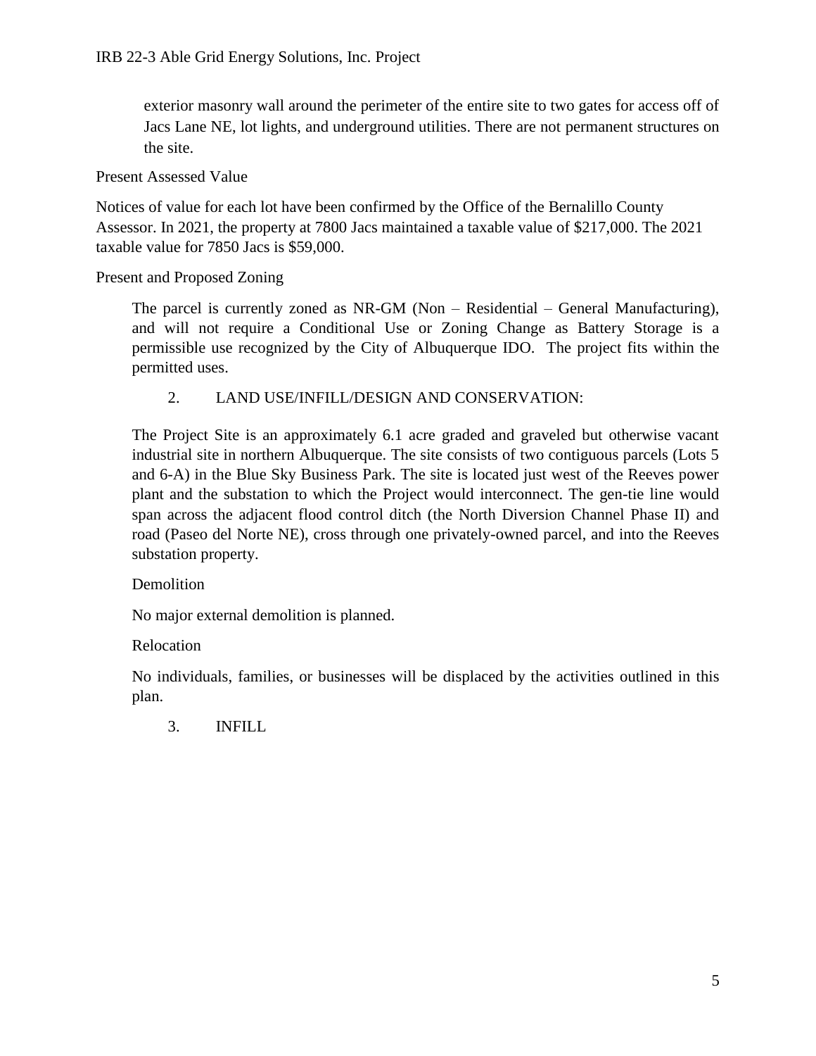exterior masonry wall around the perimeter of the entire site to two gates for access off of Jacs Lane NE, lot lights, and underground utilities. There are not permanent structures on the site.

Present Assessed Value

Notices of value for each lot have been confirmed by the Office of the Bernalillo County Assessor. In 2021, the property at 7800 Jacs maintained a taxable value of $217,000. The 2021 taxable value for 7850 Jacs is $59,000.

Present and Proposed Zoning

The parcel is currently zoned as NR-GM (Non – Residential – General Manufacturing), and will not require a Conditional Use or Zoning Change as Battery Storage is a permissible use recognized by the City of Albuquerque IDO. The project fits within the permitted uses.

2. LAND USE/INFILL/DESIGN AND CONSERVATION:

The Project Site is an approximately 6.1 acre graded and graveled but otherwise vacant industrial site in northern Albuquerque. The site consists of two contiguous parcels (Lots 5 and 6-A) in the Blue Sky Business Park. The site is located just west of the Reeves power plant and the substation to which the Project would interconnect. The gen-tie line would span across the adjacent flood control ditch (the North Diversion Channel Phase II) and road (Paseo del Norte NE), cross through one privately-owned parcel, and into the Reeves substation property.

Demolition

No major external demolition is planned.

Relocation

No individuals, families, or businesses will be displaced by the activities outlined in this plan.

3. INFILL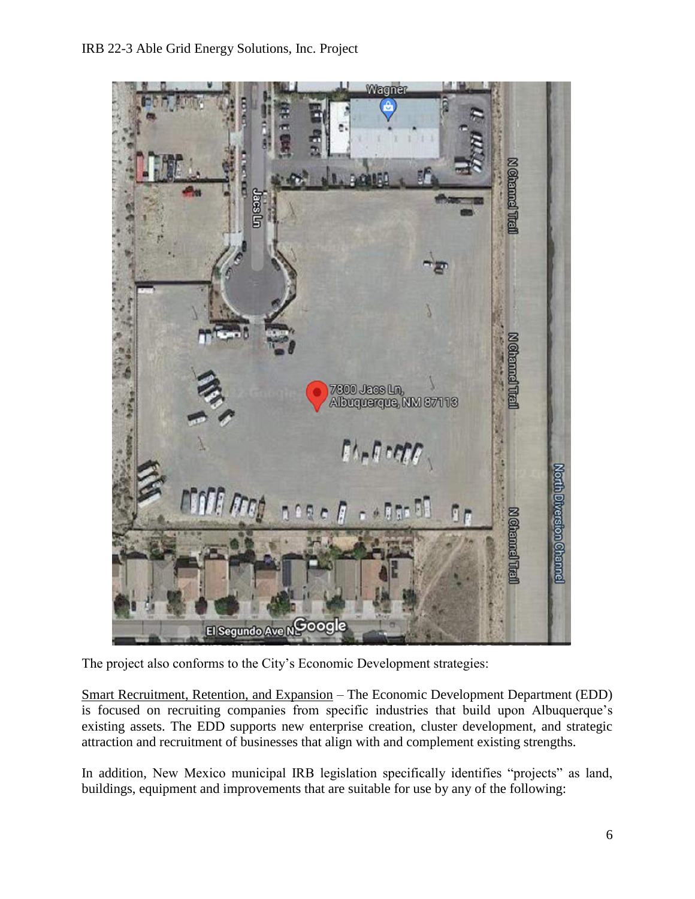The project also conforms to the City's Economic Development strategies:

Smart Recruitment, Retention, and Expansion – The Economic Development Department (EDD) is focused on recruiting companies from specific industries that build upon Albuquerque's existing assets. The EDD supports new enterprise creation, cluster development, and strategic attraction and recruitment of businesses that align with and complement existing strengths.

In addition, New Mexico municipal IRB legislation specifically identifies "projects" as land, buildings, equipment and improvements that are suitable for use by any of the following: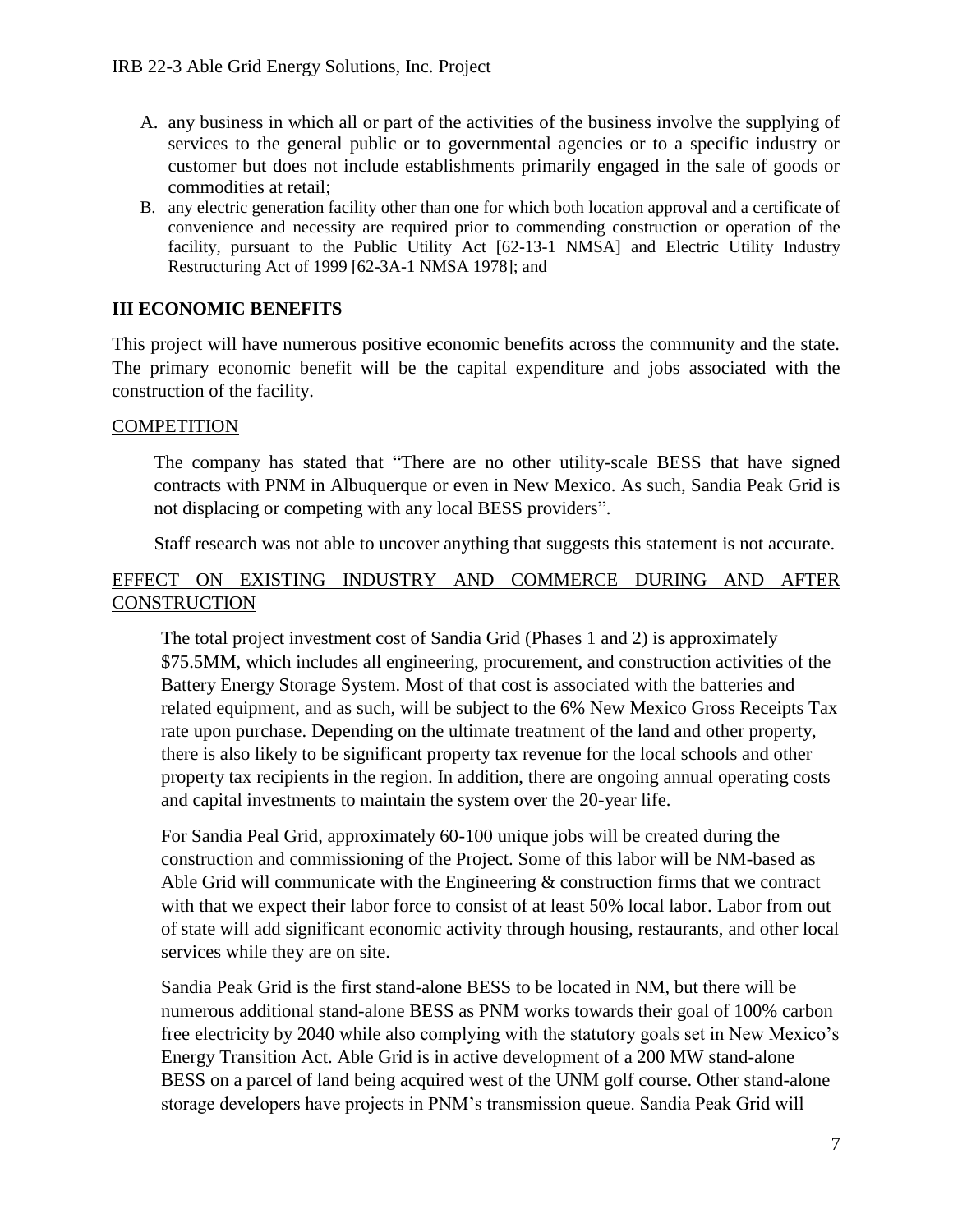A. any business in which all or part of the activities of the business involve the supplying of services to the general public or to governmental agencies or to a specific industry or customer but does not include establishments primarily engaged in the sale of goods or commodities at retail;
B. any electric generation facility other than one for which both location approval and a certificate of convenience and necessity are required prior to commending construction or operation of the facility, pursuant to the Public Utility Act [62-13-1 NMSA] and Electric Utility Industry Restructuring Act of 1999 [62-3A-1 NMSA 1978]; and

## III ECONOMIC BENEFITS

This project will have numerous positive economic benefits across the community and the state. The primary economic benefit will be the capital expenditure and jobs associated with the construction of the facility.

### COMPETITION

The company has stated that "There are no other utility-scale BESS that have signed contracts with PNM in Albuquerque or even in New Mexico. As such, Sandia Peak Grid is not displacing or competing with any local BESS providers".

Staff research was not able to uncover anything that suggests this statement is not accurate.

### EFFECT ON EXISTING INDUSTRY AND COMMERCE DURING AND AFTER CONSTRUCTION

The total project investment cost of Sandia Grid (Phases 1 and 2) is approximately $75.5MM, which includes all engineering, procurement, and construction activities of the Battery Energy Storage System. Most of that cost is associated with the batteries and related equipment, and as such, will be subject to the 6% New Mexico Gross Receipts Tax rate upon purchase. Depending on the ultimate treatment of the land and other property, there is also likely to be significant property tax revenue for the local schools and other property tax recipients in the region. In addition, there are ongoing annual operating costs and capital investments to maintain the system over the 20-year life.

For Sandia Peal Grid, approximately 60-100 unique jobs will be created during the construction and commissioning of the Project. Some of this labor will be NM-based as Able Grid will communicate with the Engineering & construction firms that we contract with that we expect their labor force to consist of at least 50% local labor. Labor from out of state will add significant economic activity through housing, restaurants, and other local services while they are on site.

Sandia Peak Grid is the first stand-alone BESS to be located in NM, but there will be numerous additional stand-alone BESS as PNM works towards their goal of 100% carbon free electricity by 2040 while also complying with the statutory goals set in New Mexico's Energy Transition Act. Able Grid is in active development of a 200 MW stand-alone BESS on a parcel of land being acquired west of the UNM golf course. Other stand-alone storage developers have projects in PNM's transmission queue. Sandia Peak Grid will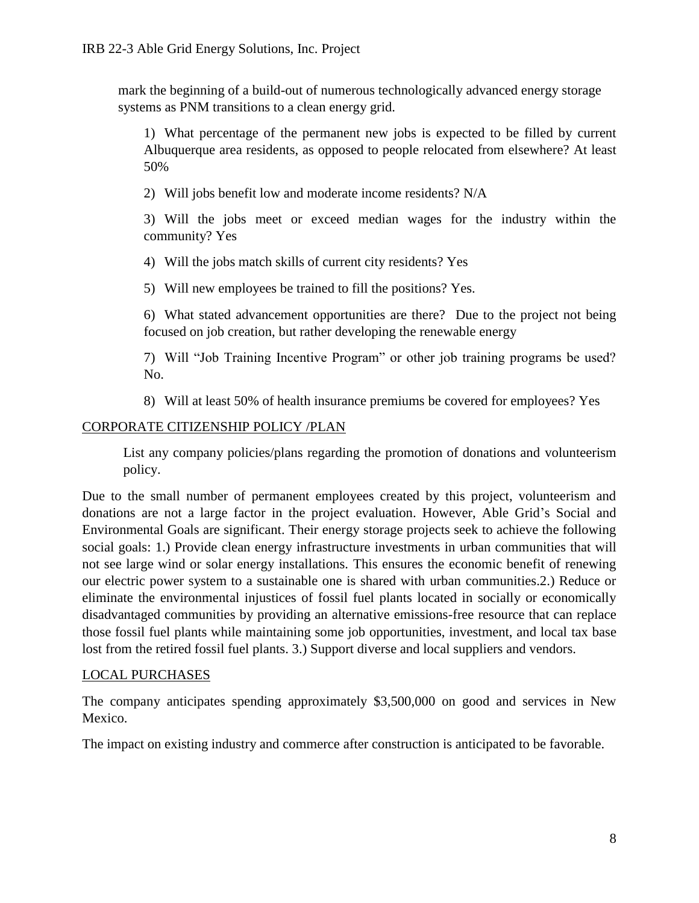mark the beginning of a build-out of numerous technologically advanced energy storage systems as PNM transitions to a clean energy grid.

1) What percentage of the permanent new jobs is expected to be filled by current Albuquerque area residents, as opposed to people relocated from elsewhere? At least 50%

2) Will jobs benefit low and moderate income residents? N/A

3) Will the jobs meet or exceed median wages for the industry within the community? Yes

4) Will the jobs match skills of current city residents? Yes

5) Will new employees be trained to fill the positions? Yes.

6) What stated advancement opportunities are there? Due to the project not being focused on job creation, but rather developing the renewable energy

7) Will "Job Training Incentive Program" or other job training programs be used? No.

8) Will at least 50% of health insurance premiums be covered for employees? Yes

<u>CORPORATE CITIZENSHIP POLICY /PLAN</u>

List any company policies/plans regarding the promotion of donations and volunteerism policy.

Due to the small number of permanent employees created by this project, volunteerism and donations are not a large factor in the project evaluation. However, Able Grid's Social and Environmental Goals are significant. Their energy storage projects seek to achieve the following social goals: 1.) Provide clean energy infrastructure investments in urban communities that will not see large wind or solar energy installations. This ensures the economic benefit of renewing our electric power system to a sustainable one is shared with urban communities.2.) Reduce or eliminate the environmental injustices of fossil fuel plants located in socially or economically disadvantaged communities by providing an alternative emissions-free resource that can replace those fossil fuel plants while maintaining some job opportunities, investment, and local tax base lost from the retired fossil fuel plants. 3.) Support diverse and local suppliers and vendors.

<u>LOCAL PURCHASES</u>

The company anticipates spending approximately $3,500,000 on good and services in New Mexico.

The impact on existing industry and commerce after construction is anticipated to be favorable.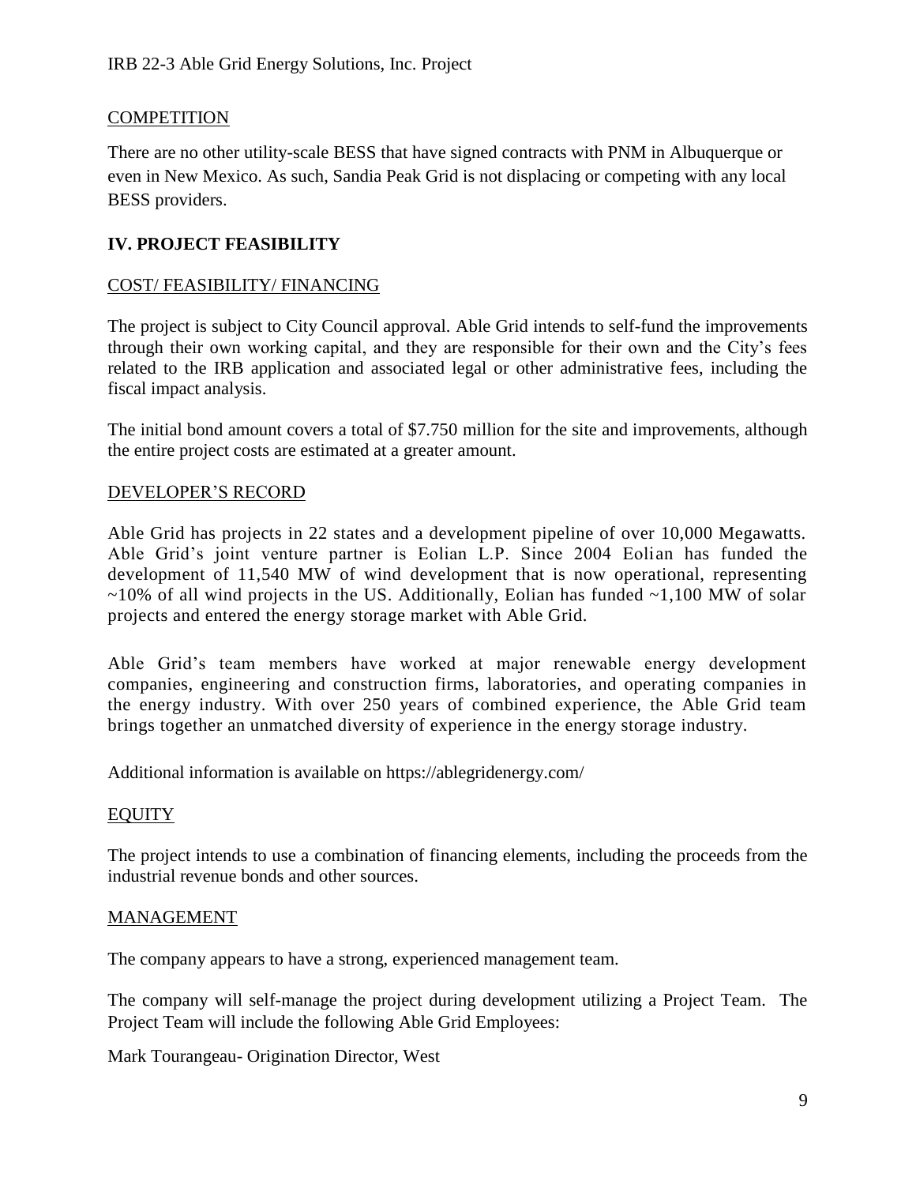## COMPETITION

There are no other utility-scale BESS that have signed contracts with PNM in Albuquerque or even in New Mexico. As such, Sandia Peak Grid is not displacing or competing with any local BESS providers.

## IV. PROJECT FEASIBILITY

### COST/ FEASIBILITY/ FINANCING

The project is subject to City Council approval. Able Grid intends to self-fund the improvements through their own working capital, and they are responsible for their own and the City's fees related to the IRB application and associated legal or other administrative fees, including the fiscal impact analysis.

The initial bond amount covers a total of $7.750 million for the site and improvements, although the entire project costs are estimated at a greater amount.

### DEVELOPER'S RECORD

Able Grid has projects in 22 states and a development pipeline of over 10,000 Megawatts. Able Grid's joint venture partner is Eolian L.P. Since 2004 Eolian has funded the development of 11,540 MW of wind development that is now operational, representing ~10% of all wind projects in the US. Additionally, Eolian has funded ~1,100 MW of solar projects and entered the energy storage market with Able Grid.

Able Grid's team members have worked at major renewable energy development companies, engineering and construction firms, laboratories, and operating companies in the energy industry. With over 250 years of combined experience, the Able Grid team brings together an unmatched diversity of experience in the energy storage industry.

Additional information is available on https://ablegridenergy.com/

### EQUITY

The project intends to use a combination of financing elements, including the proceeds from the industrial revenue bonds and other sources.

### MANAGEMENT

The company appears to have a strong, experienced management team.

The company will self-manage the project during development utilizing a Project Team. The Project Team will include the following Able Grid Employees:

Mark Tourangeau- Origination Director, West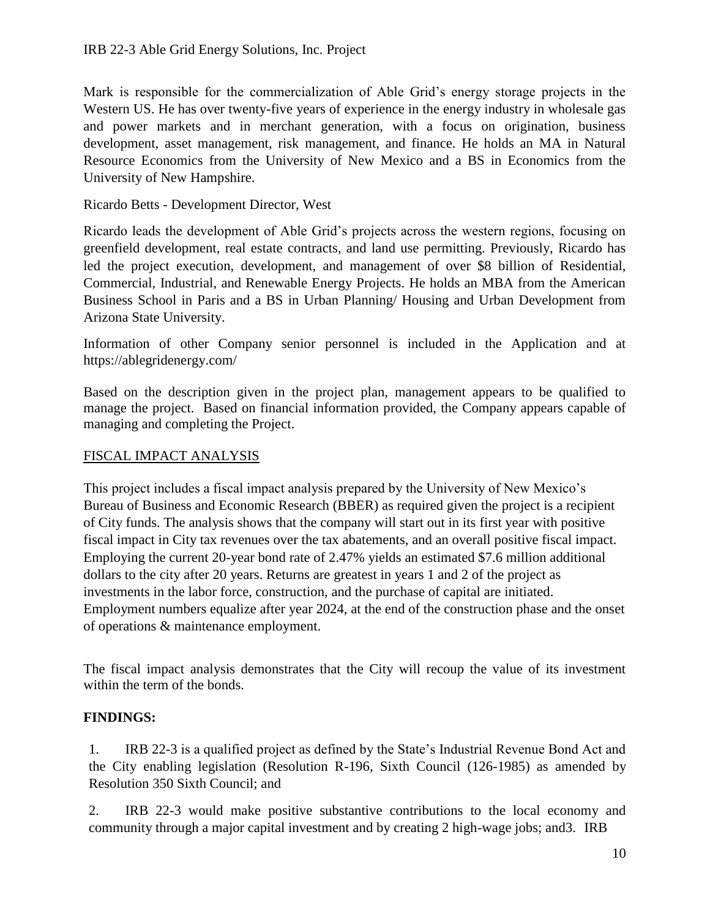Mark is responsible for the commercialization of Able Grid's energy storage projects in the Western US. He has over twenty-five years of experience in the energy industry in wholesale gas and power markets and in merchant generation, with a focus on origination, business development, asset management, risk management, and finance. He holds an MA in Natural Resource Economics from the University of New Mexico and a BS in Economics from the University of New Hampshire.

Ricardo Betts - Development Director, West

Ricardo leads the development of Able Grid's projects across the western regions, focusing on greenfield development, real estate contracts, and land use permitting. Previously, Ricardo has led the project execution, development, and management of over $8 billion of Residential, Commercial, Industrial, and Renewable Energy Projects. He holds an MBA from the American Business School in Paris and a BS in Urban Planning/ Housing and Urban Development from Arizona State University.

Information of other Company senior personnel is included in the Application and at https://ablegridenergy.com/

Based on the description given in the project plan, management appears to be qualified to manage the project. Based on financial information provided, the Company appears capable of managing and completing the Project.

## FISCAL IMPACT ANALYSIS

This project includes a fiscal impact analysis prepared by the University of New Mexico's Bureau of Business and Economic Research (BBER) as required given the project is a recipient of City funds. The analysis shows that the company will start out in its first year with positive fiscal impact in City tax revenues over the tax abatements, and an overall positive fiscal impact. Employing the current 20-year bond rate of 2.47% yields an estimated $7.6 million additional dollars to the city after 20 years. Returns are greatest in years 1 and 2 of the project as investments in the labor force, construction, and the purchase of capital are initiated. Employment numbers equalize after year 2024, at the end of the construction phase and the onset of operations & maintenance employment.

The fiscal impact analysis demonstrates that the City will recoup the value of its investment within the term of the bonds.

**FINDINGS:**

1. IRB 22-3 is a qualified project as defined by the State's Industrial Revenue Bond Act and the City enabling legislation (Resolution R-196, Sixth Council (126-1985) as amended by Resolution 350 Sixth Council; and

2. IRB 22-3 would make positive substantive contributions to the local economy and community through a major capital investment and by creating 2 high-wage jobs; and3. IRB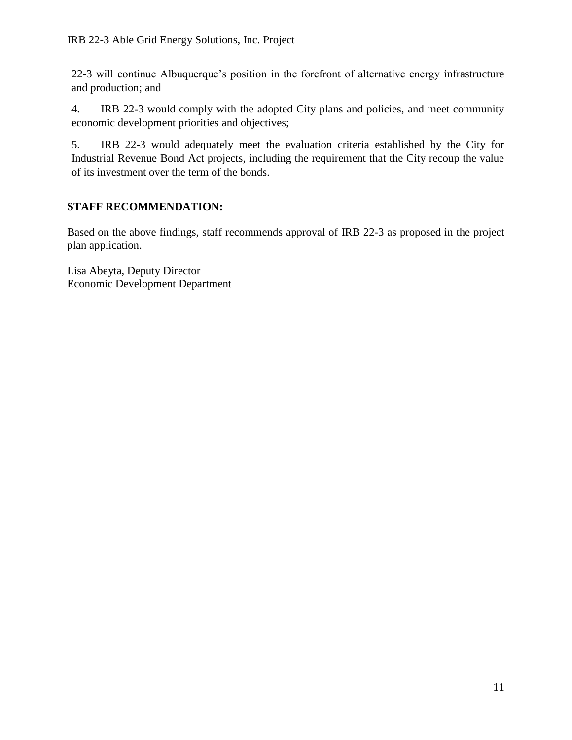22-3 will continue Albuquerque's position in the forefront of alternative energy infrastructure and production; and

4. IRB 22-3 would comply with the adopted City plans and policies, and meet community economic development priorities and objectives;

5. IRB 22-3 would adequately meet the evaluation criteria established by the City for Industrial Revenue Bond Act projects, including the requirement that the City recoup the value of its investment over the term of the bonds.

**STAFF RECOMMENDATION:**

Based on the above findings, staff recommends approval of IRB 22-3 as proposed in the project plan application.

Lisa Abeyta, Deputy Director
Economic Development Department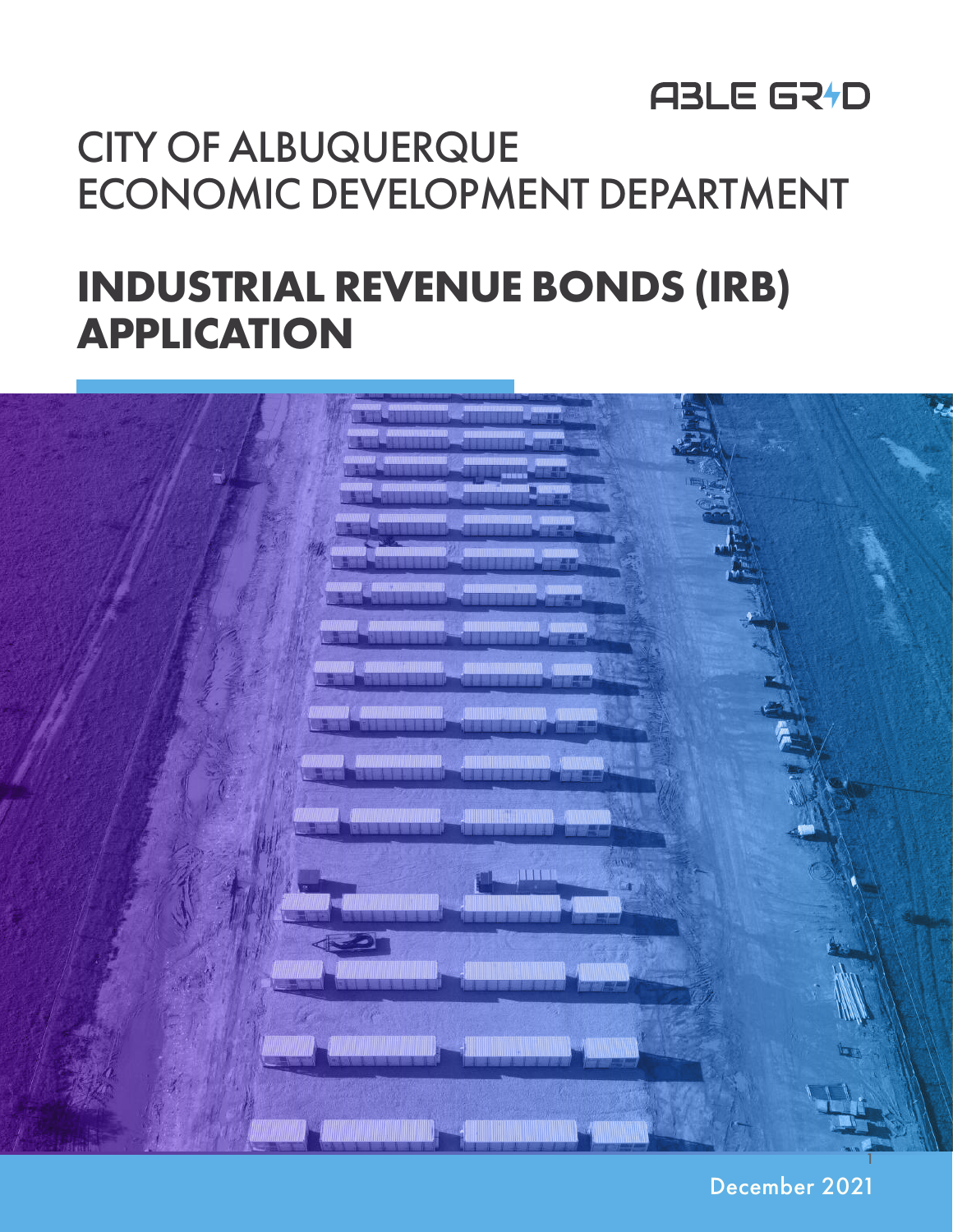ABLE GRID

# CITY OF ALBUQUERQUE
# ECONOMIC DEVELOPMENT DEPARTMENT

# INDUSTRIAL REVENUE BONDS (IRB) APPLICATION

December 2021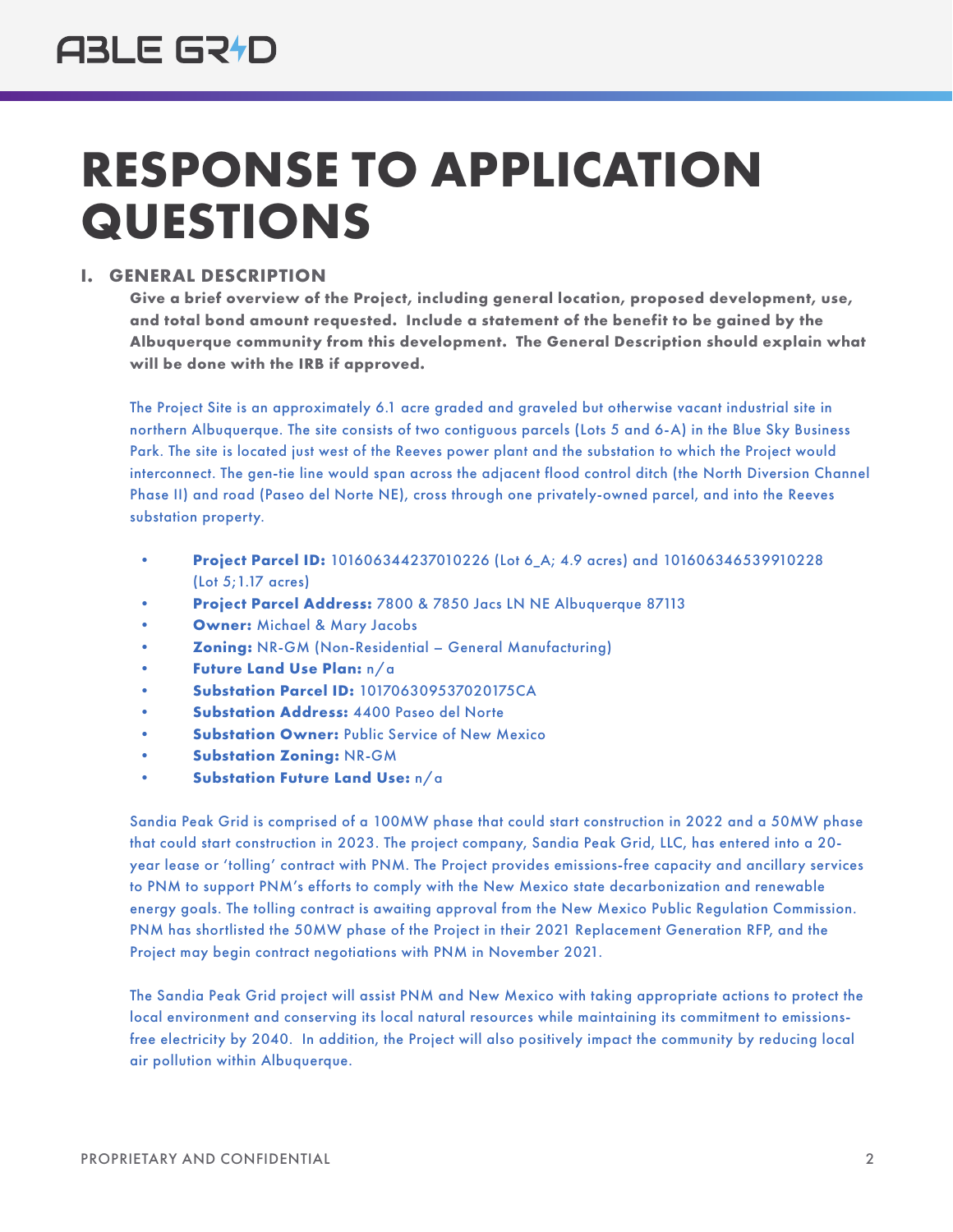# RESPONSE TO APPLICATION QUESTIONS

## I. GENERAL DESCRIPTION

**Give a brief overview of the Project, including general location, proposed development, use, and total bond amount requested. Include a statement of the benefit to be gained by the Albuquerque community from this development. The General Description should explain what will be done with the IRB if approved.**

The Project Site is an approximately 6.1 acre graded and graveled but otherwise vacant industrial site in northern Albuquerque. The site consists of two contiguous parcels (Lots 5 and 6-A) in the Blue Sky Business Park. The site is located just west of the Reeves power plant and the substation to which the Project would interconnect. The gen-tie line would span across the adjacent flood control ditch (the North Diversion Channel Phase II) and road (Paseo del Norte NE), cross through one privately-owned parcel, and into the Reeves substation property.

- **Project Parcel ID:** 101606344237010226 (Lot 6_A; 4.9 acres) and 101606346539910228 (Lot 5;1.17 acres)
- **Project Parcel Address:** 7800 & 7850 Jacs LN NE Albuquerque 87113
- **Owner:** Michael & Mary Jacobs
- **Zoning:** NR-GM (Non-Residential – General Manufacturing)
- **Future Land Use Plan:** n/a
- **Substation Parcel ID:** 101706309537020175CA
- **Substation Address:** 4400 Paseo del Norte
- **Substation Owner:** Public Service of New Mexico
- **Substation Zoning:** NR-GM
- **Substation Future Land Use:** n/a

Sandia Peak Grid is comprised of a 100MW phase that could start construction in 2022 and a 50MW phase that could start construction in 2023. The project company, Sandia Peak Grid, LLC, has entered into a 20-year lease or 'tolling' contract with PNM. The Project provides emissions-free capacity and ancillary services to PNM to support PNM's efforts to comply with the New Mexico state decarbonization and renewable energy goals. The tolling contract is awaiting approval from the New Mexico Public Regulation Commission. PNM has shortlisted the 50MW phase of the Project in their 2021 Replacement Generation RFP, and the Project may begin contract negotiations with PNM in November 2021.

The Sandia Peak Grid project will assist PNM and New Mexico with taking appropriate actions to protect the local environment and conserving its local natural resources while maintaining its commitment to emissions-free electricity by 2040. In addition, the Project will also positively impact the community by reducing local air pollution within Albuquerque.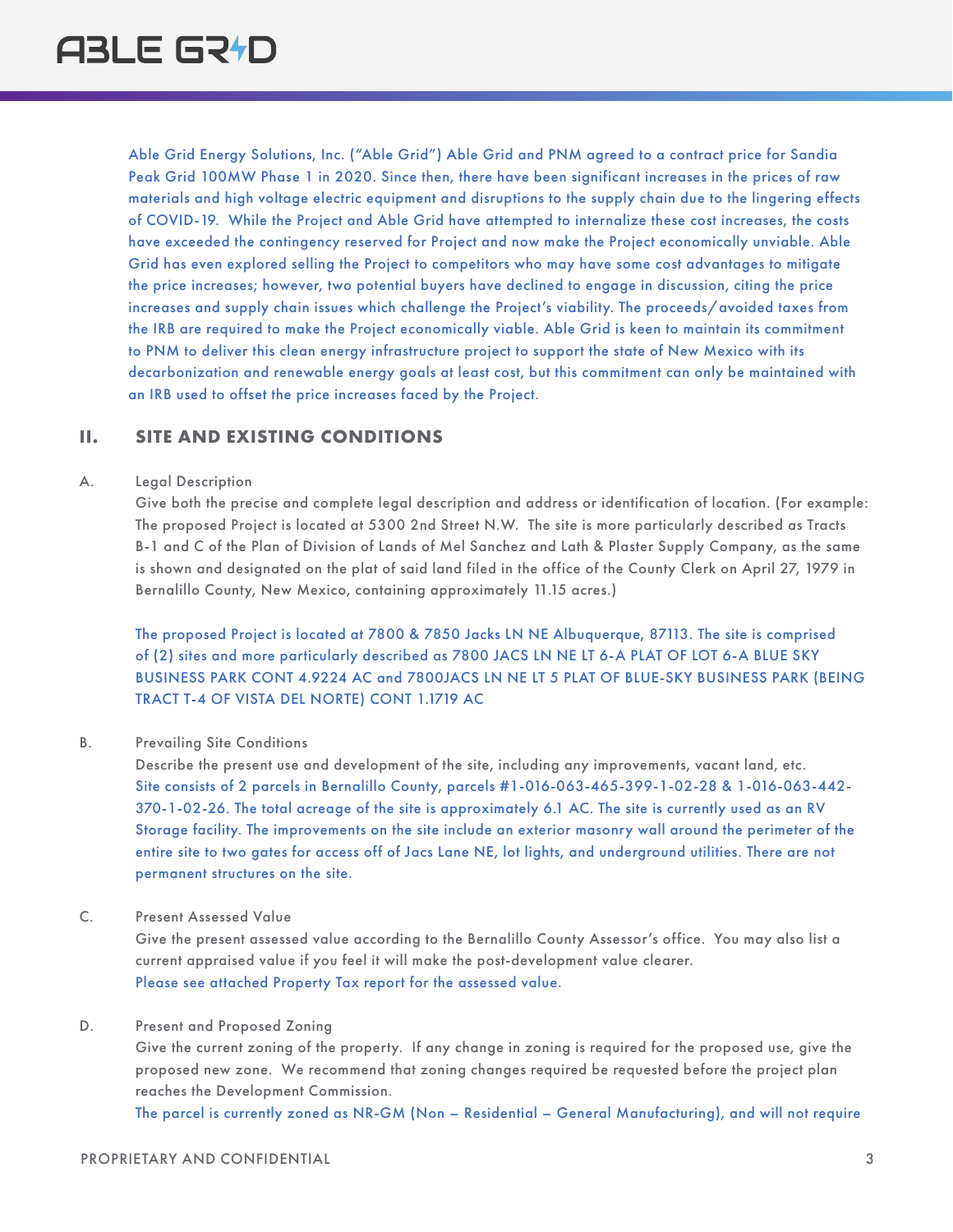Able Grid Energy Solutions, Inc. ("Able Grid") Able Grid and PNM agreed to a contract price for Sandia Peak Grid 100MW Phase 1 in 2020. Since then, there have been significant increases in the prices of raw materials and high voltage electric equipment and disruptions to the supply chain due to the lingering effects of COVID-19. While the Project and Able Grid have attempted to internalize these cost increases, the costs have exceeded the contingency reserved for Project and now make the Project economically unviable. Able Grid has even explored selling the Project to competitors who may have some cost advantages to mitigate the price increases; however, two potential buyers have declined to engage in discussion, citing the price increases and supply chain issues which challenge the Project's viability. The proceeds/avoided taxes from the IRB are required to make the Project economically viable. Able Grid is keen to maintain its commitment to PNM to deliver this clean energy infrastructure project to support the state of New Mexico with its decarbonization and renewable energy goals at least cost, but this commitment can only be maintained with an IRB used to offset the price increases faced by the Project.

## II. SITE AND EXISTING CONDITIONS

A. Legal Description

Give both the precise and complete legal description and address or identification of location. (For example: The proposed Project is located at 5300 2nd Street N.W. The site is more particularly described as Tracts B-1 and C of the Plan of Division of Lands of Mel Sanchez and Lath & Plaster Supply Company, as the same is shown and designated on the plat of said land filed in the office of the County Clerk on April 27, 1979 in Bernalillo County, New Mexico, containing approximately 11.15 acres.)

The proposed Project is located at 7800 & 7850 Jacks LN NE Albuquerque, 87113. The site is comprised of (2) sites and more particularly described as 7800 JACS LN NE LT 6-A PLAT OF LOT 6-A BLUE SKY BUSINESS PARK CONT 4.9224 AC and 7800JACS LN NE LT 5 PLAT OF BLUE-SKY BUSINESS PARK (BEING TRACT T-4 OF VISTA DEL NORTE) CONT 1.1719 AC

B. Prevailing Site Conditions

Describe the present use and development of the site, including any improvements, vacant land, etc.
Site consists of 2 parcels in Bernalillo County, parcels #1-016-063-465-399-1-02-28 & 1-016-063-442-370-1-02-26. The total acreage of the site is approximately 6.1 AC. The site is currently used as an RV Storage facility. The improvements on the site include an exterior masonry wall around the perimeter of the entire site to two gates for access off of Jacs Lane NE, lot lights, and underground utilities. There are not permanent structures on the site.

C. Present Assessed Value

Give the present assessed value according to the Bernalillo County Assessor's office. You may also list a current appraised value if you feel it will make the post-development value clearer.
Please see attached Property Tax report for the assessed value.

D. Present and Proposed Zoning

Give the current zoning of the property. If any change in zoning is required for the proposed use, give the proposed new zone. We recommend that zoning changes required be requested before the project plan reaches the Development Commission.
The parcel is currently zoned as NR-GM (Non – Residential – General Manufacturing), and will not require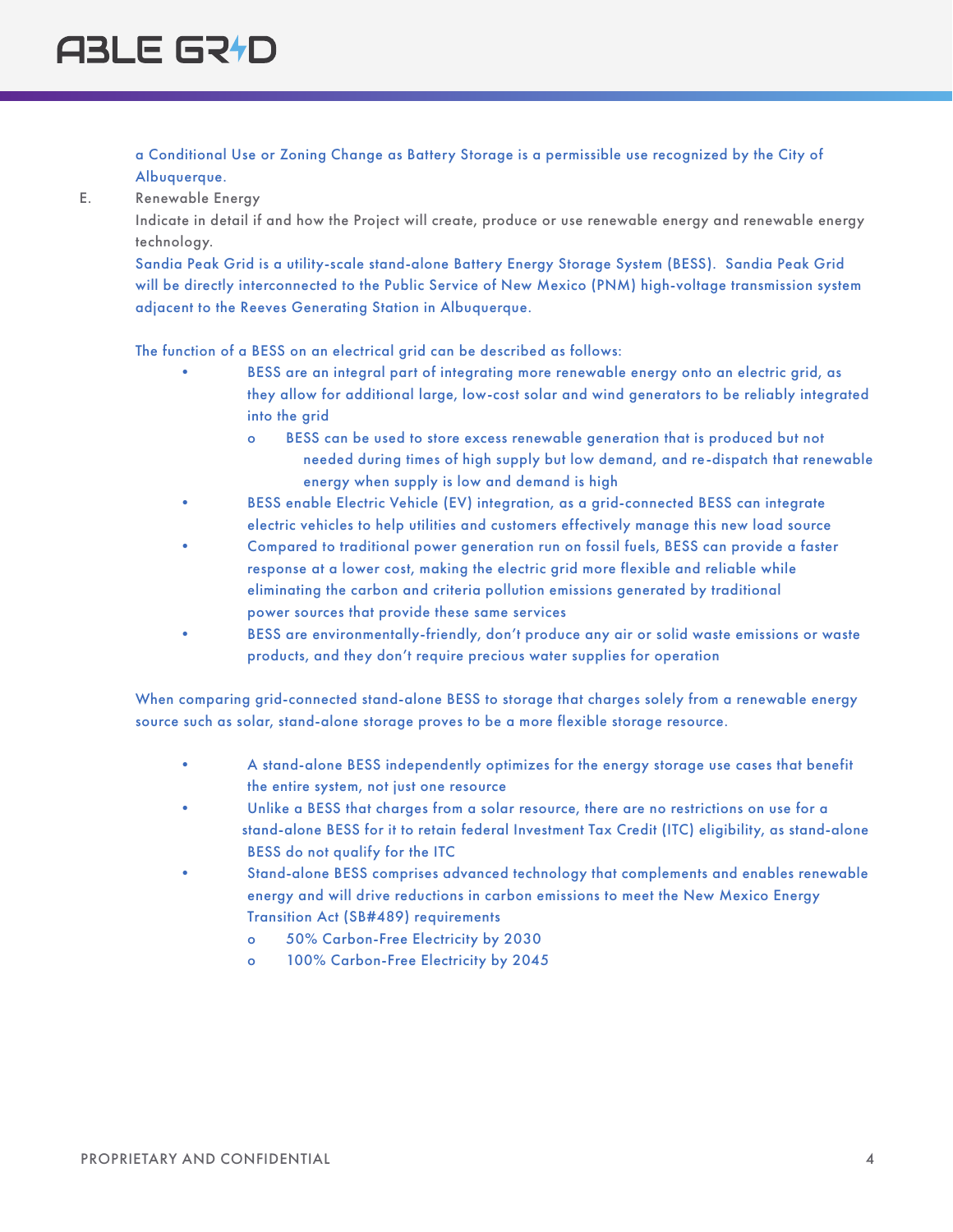a Conditional Use or Zoning Change as Battery Storage is a permissible use recognized by the City of Albuquerque.

E. Renewable Energy

Indicate in detail if and how the Project will create, produce or use renewable energy and renewable energy technology.

Sandia Peak Grid is a utility-scale stand-alone Battery Energy Storage System (BESS). Sandia Peak Grid will be directly interconnected to the Public Service of New Mexico (PNM) high-voltage transmission system adjacent to the Reeves Generating Station in Albuquerque.

The function of a BESS on an electrical grid can be described as follows:

- BESS are an integral part of integrating more renewable energy onto an electric grid, as they allow for additional large, low-cost solar and wind generators to be reliably integrated into the grid
  - BESS can be used to store excess renewable generation that is produced but not needed during times of high supply but low demand, and re-dispatch that renewable energy when supply is low and demand is high
- BESS enable Electric Vehicle (EV) integration, as a grid-connected BESS can integrate electric vehicles to help utilities and customers effectively manage this new load source
- Compared to traditional power generation run on fossil fuels, BESS can provide a faster response at a lower cost, making the electric grid more flexible and reliable while eliminating the carbon and criteria pollution emissions generated by traditional power sources that provide these same services
- BESS are environmentally-friendly, don't produce any air or solid waste emissions or waste products, and they don't require precious water supplies for operation

When comparing grid-connected stand-alone BESS to storage that charges solely from a renewable energy source such as solar, stand-alone storage proves to be a more flexible storage resource.

- A stand-alone BESS independently optimizes for the energy storage use cases that benefit the entire system, not just one resource
- Unlike a BESS that charges from a solar resource, there are no restrictions on use for a stand-alone BESS for it to retain federal Investment Tax Credit (ITC) eligibility, as stand-alone BESS do not qualify for the ITC
- Stand-alone BESS comprises advanced technology that complements and enables renewable energy and will drive reductions in carbon emissions to meet the New Mexico Energy Transition Act (SB#489) requirements
  - 50% Carbon-Free Electricity by 2030
  - 100% Carbon-Free Electricity by 2045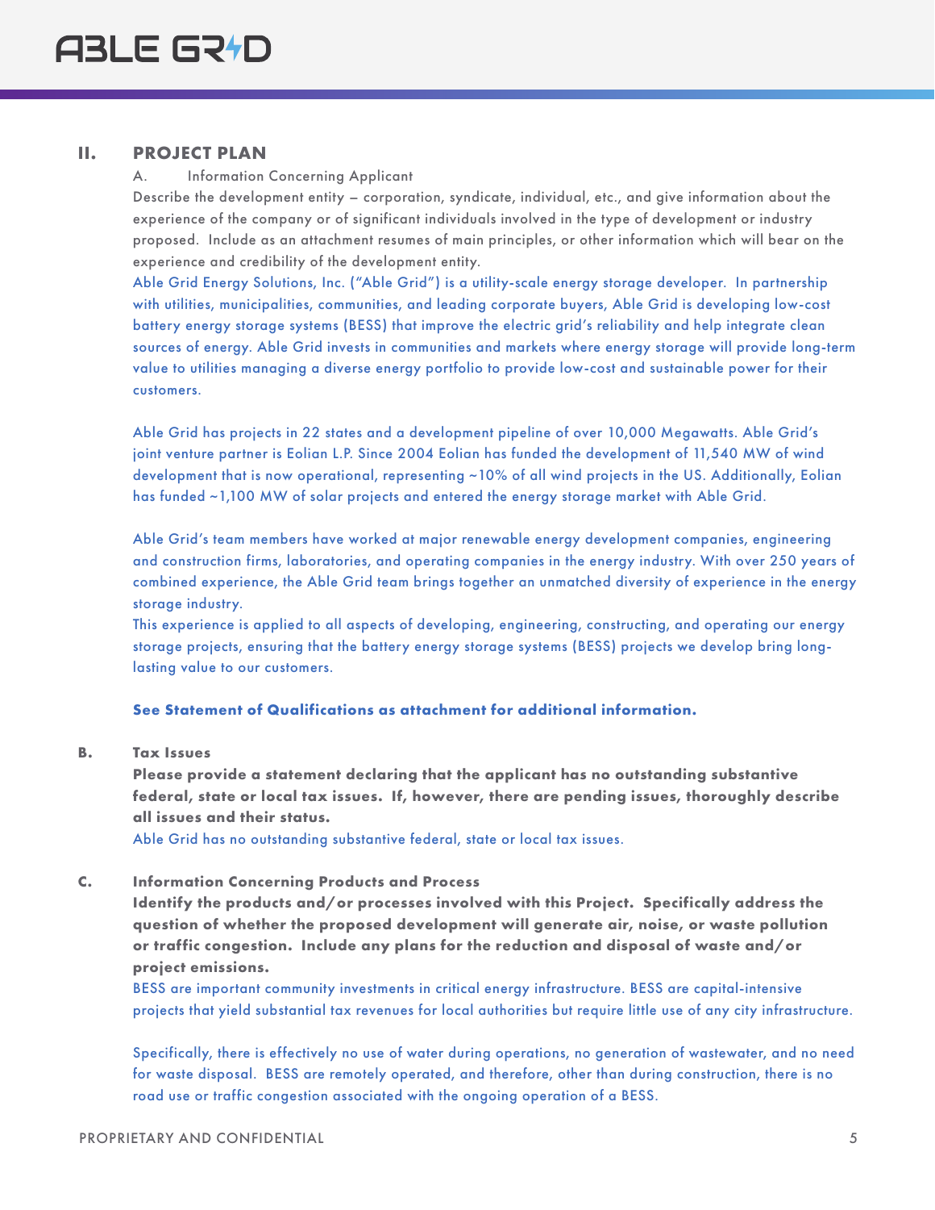## II. PROJECT PLAN

A. Information Concerning Applicant

Describe the development entity – corporation, syndicate, individual, etc., and give information about the experience of the company or of significant individuals involved in the type of development or industry proposed. Include as an attachment resumes of main principles, or other information which will bear on the experience and credibility of the development entity.

Able Grid Energy Solutions, Inc. ("Able Grid") is a utility-scale energy storage developer. In partnership with utilities, municipalities, communities, and leading corporate buyers, Able Grid is developing low-cost battery energy storage systems (BESS) that improve the electric grid's reliability and help integrate clean sources of energy. Able Grid invests in communities and markets where energy storage will provide long-term value to utilities managing a diverse energy portfolio to provide low-cost and sustainable power for their customers.

Able Grid has projects in 22 states and a development pipeline of over 10,000 Megawatts. Able Grid's joint venture partner is Eolian L.P. Since 2004 Eolian has funded the development of 11,540 MW of wind development that is now operational, representing ~10% of all wind projects in the US. Additionally, Eolian has funded ~1,100 MW of solar projects and entered the energy storage market with Able Grid.

Able Grid's team members have worked at major renewable energy development companies, engineering and construction firms, laboratories, and operating companies in the energy industry. With over 250 years of combined experience, the Able Grid team brings together an unmatched diversity of experience in the energy storage industry.

This experience is applied to all aspects of developing, engineering, constructing, and operating our energy storage projects, ensuring that the battery energy storage systems (BESS) projects we develop bring long-lasting value to our customers.

**See Statement of Qualifications as attachment for additional information.**

**B. Tax Issues**

**Please provide a statement declaring that the applicant has no outstanding substantive federal, state or local tax issues. If, however, there are pending issues, thoroughly describe all issues and their status.**

Able Grid has no outstanding substantive federal, state or local tax issues.

**C. Information Concerning Products and Process**

**Identify the products and/or processes involved with this Project. Specifically address the question of whether the proposed development will generate air, noise, or waste pollution or traffic congestion. Include any plans for the reduction and disposal of waste and/or project emissions.**

BESS are important community investments in critical energy infrastructure. BESS are capital-intensive projects that yield substantial tax revenues for local authorities but require little use of any city infrastructure.

Specifically, there is effectively no use of water during operations, no generation of wastewater, and no need for waste disposal. BESS are remotely operated, and therefore, other than during construction, there is no road use or traffic congestion associated with the ongoing operation of a BESS.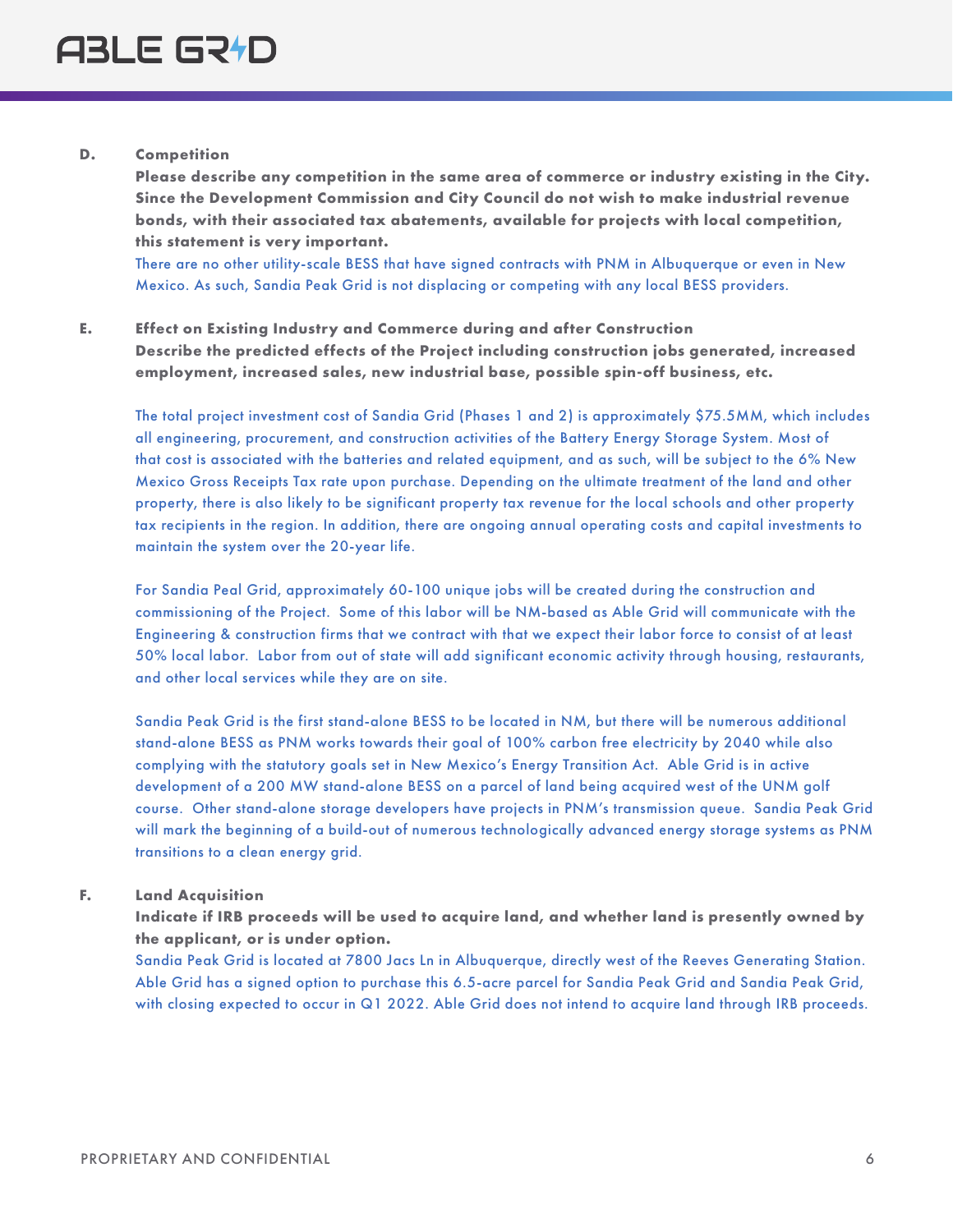**D. Competition**

**Please describe any competition in the same area of commerce or industry existing in the City. Since the Development Commission and City Council do not wish to make industrial revenue bonds, with their associated tax abatements, available for projects with local competition, this statement is very important.**

There are no other utility-scale BESS that have signed contracts with PNM in Albuquerque or even in New Mexico. As such, Sandia Peak Grid is not displacing or competing with any local BESS providers.

**E. Effect on Existing Industry and Commerce during and after Construction**

**Describe the predicted effects of the Project including construction jobs generated, increased employment, increased sales, new industrial base, possible spin-off business, etc.**

The total project investment cost of Sandia Grid (Phases 1 and 2) is approximately $75.5MM, which includes all engineering, procurement, and construction activities of the Battery Energy Storage System. Most of that cost is associated with the batteries and related equipment, and as such, will be subject to the 6% New Mexico Gross Receipts Tax rate upon purchase. Depending on the ultimate treatment of the land and other property, there is also likely to be significant property tax revenue for the local schools and other property tax recipients in the region. In addition, there are ongoing annual operating costs and capital investments to maintain the system over the 20-year life.

For Sandia Peal Grid, approximately 60-100 unique jobs will be created during the construction and commissioning of the Project. Some of this labor will be NM-based as Able Grid will communicate with the Engineering & construction firms that we contract with that we expect their labor force to consist of at least 50% local labor. Labor from out of state will add significant economic activity through housing, restaurants, and other local services while they are on site.

Sandia Peak Grid is the first stand-alone BESS to be located in NM, but there will be numerous additional stand-alone BESS as PNM works towards their goal of 100% carbon free electricity by 2040 while also complying with the statutory goals set in New Mexico's Energy Transition Act. Able Grid is in active development of a 200 MW stand-alone BESS on a parcel of land being acquired west of the UNM golf course. Other stand-alone storage developers have projects in PNM's transmission queue. Sandia Peak Grid will mark the beginning of a build-out of numerous technologically advanced energy storage systems as PNM transitions to a clean energy grid.

**F. Land Acquisition**

**Indicate if IRB proceeds will be used to acquire land, and whether land is presently owned by the applicant, or is under option.**

Sandia Peak Grid is located at 7800 Jacs Ln in Albuquerque, directly west of the Reeves Generating Station. Able Grid has a signed option to purchase this 6.5-acre parcel for Sandia Peak Grid and Sandia Peak Grid, with closing expected to occur in Q1 2022. Able Grid does not intend to acquire land through IRB proceeds.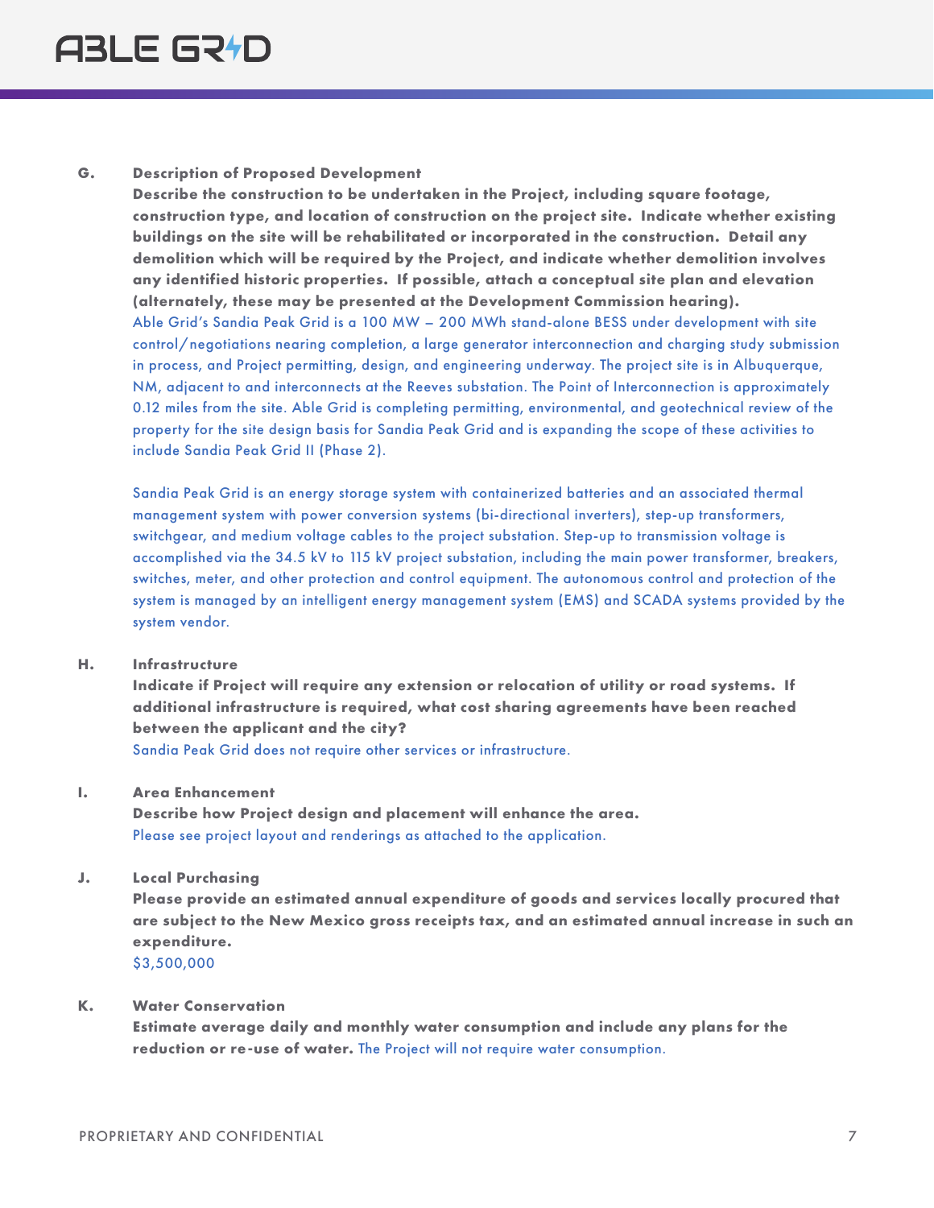**G. Description of Proposed Development**

**Describe the construction to be undertaken in the Project, including square footage, construction type, and location of construction on the project site. Indicate whether existing buildings on the site will be rehabilitated or incorporated in the construction. Detail any demolition which will be required by the Project, and indicate whether demolition involves any identified historic properties. If possible, attach a conceptual site plan and elevation (alternately, these may be presented at the Development Commission hearing).**

Able Grid's Sandia Peak Grid is a 100 MW – 200 MWh stand-alone BESS under development with site control/negotiations nearing completion, a large generator interconnection and charging study submission in process, and Project permitting, design, and engineering underway. The project site is in Albuquerque, NM, adjacent to and interconnects at the Reeves substation. The Point of Interconnection is approximately 0.12 miles from the site. Able Grid is completing permitting, environmental, and geotechnical review of the property for the site design basis for Sandia Peak Grid and is expanding the scope of these activities to include Sandia Peak Grid II (Phase 2).

Sandia Peak Grid is an energy storage system with containerized batteries and an associated thermal management system with power conversion systems (bi-directional inverters), step-up transformers, switchgear, and medium voltage cables to the project substation. Step-up to transmission voltage is accomplished via the 34.5 kV to 115 kV project substation, including the main power transformer, breakers, switches, meter, and other protection and control equipment. The autonomous control and protection of the system is managed by an intelligent energy management system (EMS) and SCADA systems provided by the system vendor.

**H. Infrastructure**

**Indicate if Project will require any extension or relocation of utility or road systems. If additional infrastructure is required, what cost sharing agreements have been reached between the applicant and the city?**

Sandia Peak Grid does not require other services or infrastructure.

**I. Area Enhancement**

**Describe how Project design and placement will enhance the area.**

Please see project layout and renderings as attached to the application.

**J. Local Purchasing**

**Please provide an estimated annual expenditure of goods and services locally procured that are subject to the New Mexico gross receipts tax, and an estimated annual increase in such an expenditure.**

$3,500,000

**K. Water Conservation**

**Estimate average daily and monthly water consumption and include any plans for the reduction or re-use of water.** The Project will not require water consumption.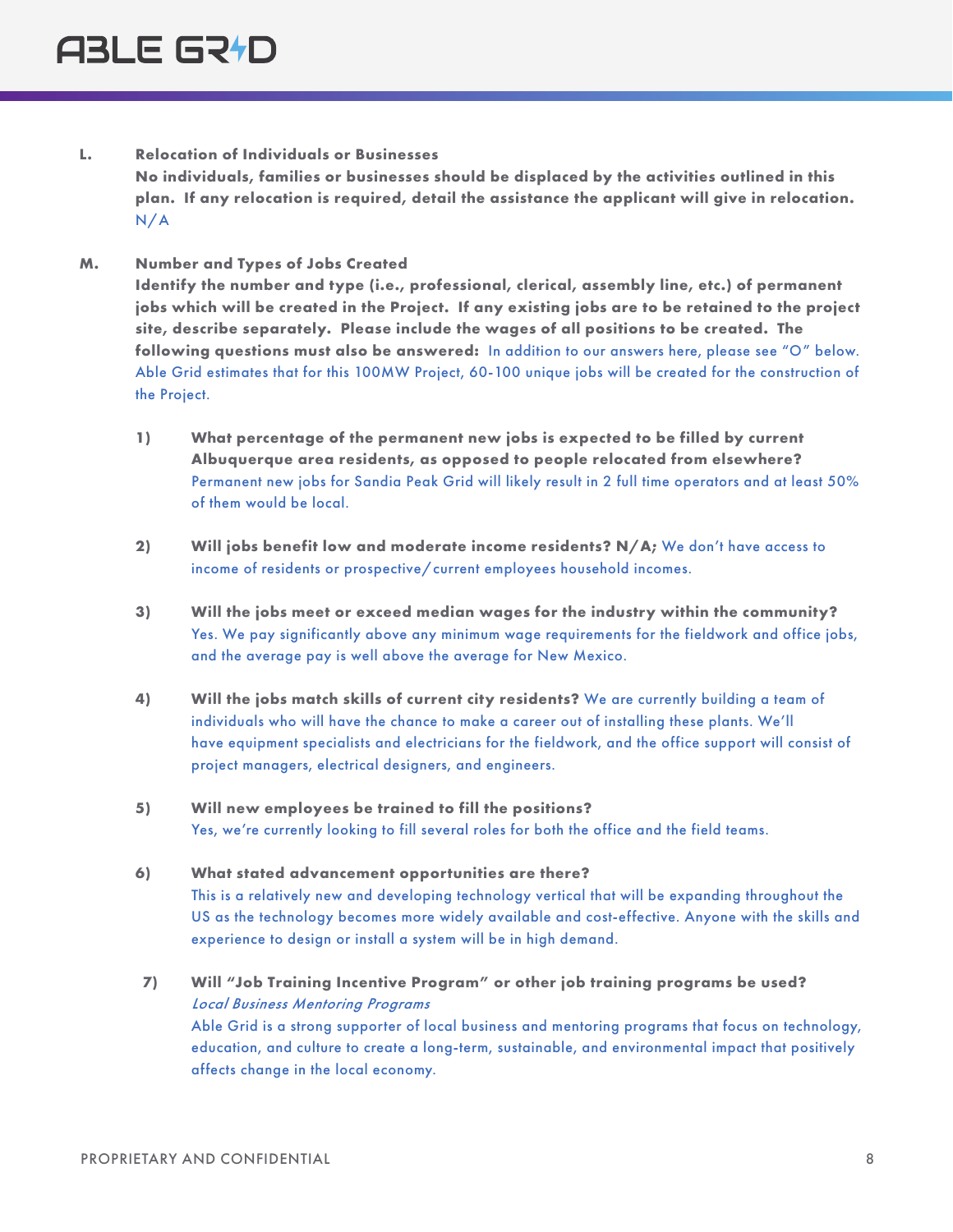**L. Relocation of Individuals or Businesses**

**No individuals, families or businesses should be displaced by the activities outlined in this plan. If any relocation is required, detail the assistance the applicant will give in relocation.** N/A

**M. Number and Types of Jobs Created**

**Identify the number and type (i.e., professional, clerical, assembly line, etc.) of permanent jobs which will be created in the Project. If any existing jobs are to be retained to the project site, describe separately. Please include the wages of all positions to be created. The following questions must also be answered:** In addition to our answers here, please see "O" below. Able Grid estimates that for this 100MW Project, 60-100 unique jobs will be created for the construction of the Project.

1) **What percentage of the permanent new jobs is expected to be filled by current Albuquerque area residents, as opposed to people relocated from elsewhere?** Permanent new jobs for Sandia Peak Grid will likely result in 2 full time operators and at least 50% of them would be local.

2) **Will jobs benefit low and moderate income residents? N/A;** We don't have access to income of residents or prospective/current employees household incomes.

3) **Will the jobs meet or exceed median wages for the industry within the community?** Yes. We pay significantly above any minimum wage requirements for the fieldwork and office jobs, and the average pay is well above the average for New Mexico.

4) **Will the jobs match skills of current city residents?** We are currently building a team of individuals who will have the chance to make a career out of installing these plants. We'll have equipment specialists and electricians for the fieldwork, and the office support will consist of project managers, electrical designers, and engineers.

5) **Will new employees be trained to fill the positions?** Yes, we're currently looking to fill several roles for both the office and the field teams.

6) **What stated advancement opportunities are there?** This is a relatively new and developing technology vertical that will be expanding throughout the US as the technology becomes more widely available and cost-effective. Anyone with the skills and experience to design or install a system will be in high demand.

7) **Will "Job Training Incentive Program" or other job training programs be used?**
*Local Business Mentoring Programs*
Able Grid is a strong supporter of local business and mentoring programs that focus on technology, education, and culture to create a long-term, sustainable, and environmental impact that positively affects change in the local economy.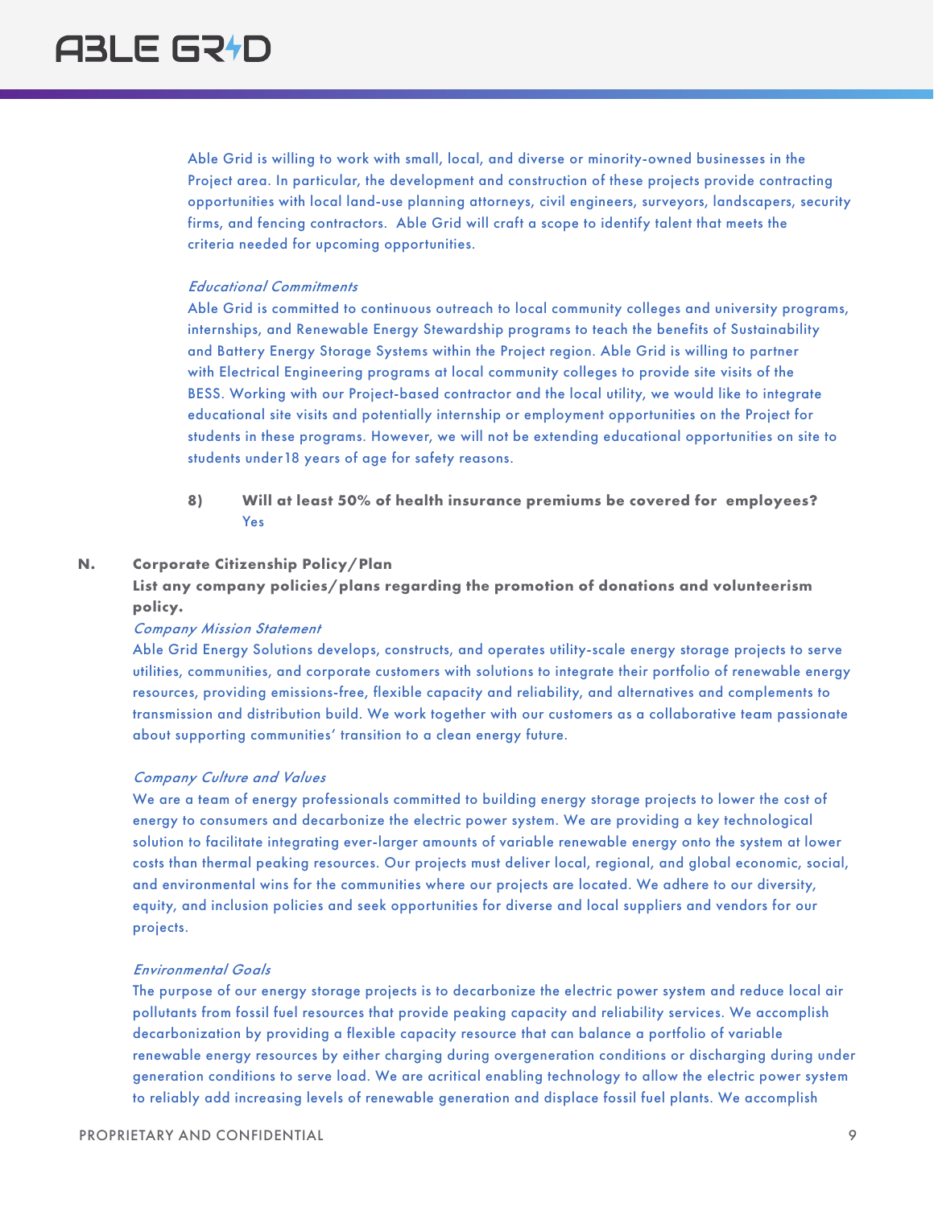Able Grid is willing to work with small, local, and diverse or minority-owned businesses in the Project area. In particular, the development and construction of these projects provide contracting opportunities with local land-use planning attorneys, civil engineers, surveyors, landscapers, security firms, and fencing contractors. Able Grid will craft a scope to identify talent that meets the criteria needed for upcoming opportunities.

*Educational Commitments*

Able Grid is committed to continuous outreach to local community colleges and university programs, internships, and Renewable Energy Stewardship programs to teach the benefits of Sustainability and Battery Energy Storage Systems within the Project region. Able Grid is willing to partner with Electrical Engineering programs at local community colleges to provide site visits of the BESS. Working with our Project-based contractor and the local utility, we would like to integrate educational site visits and potentially internship or employment opportunities on the Project for students in these programs. However, we will not be extending educational opportunities on site to students under18 years of age for safety reasons.

**8) Will at least 50% of health insurance premiums be covered for employees?**

Yes

**N. Corporate Citizenship Policy/Plan**

**List any company policies/plans regarding the promotion of donations and volunteerism policy.**

*Company Mission Statement*

Able Grid Energy Solutions develops, constructs, and operates utility-scale energy storage projects to serve utilities, communities, and corporate customers with solutions to integrate their portfolio of renewable energy resources, providing emissions-free, flexible capacity and reliability, and alternatives and complements to transmission and distribution build. We work together with our customers as a collaborative team passionate about supporting communities' transition to a clean energy future.

*Company Culture and Values*

We are a team of energy professionals committed to building energy storage projects to lower the cost of energy to consumers and decarbonize the electric power system. We are providing a key technological solution to facilitate integrating ever-larger amounts of variable renewable energy onto the system at lower costs than thermal peaking resources. Our projects must deliver local, regional, and global economic, social, and environmental wins for the communities where our projects are located. We adhere to our diversity, equity, and inclusion policies and seek opportunities for diverse and local suppliers and vendors for our projects.

*Environmental Goals*

The purpose of our energy storage projects is to decarbonize the electric power system and reduce local air pollutants from fossil fuel resources that provide peaking capacity and reliability services. We accomplish decarbonization by providing a flexible capacity resource that can balance a portfolio of variable renewable energy resources by either charging during overgeneration conditions or discharging during under generation conditions to serve load. We are acritical enabling technology to allow the electric power system to reliably add increasing levels of renewable generation and displace fossil fuel plants. We accomplish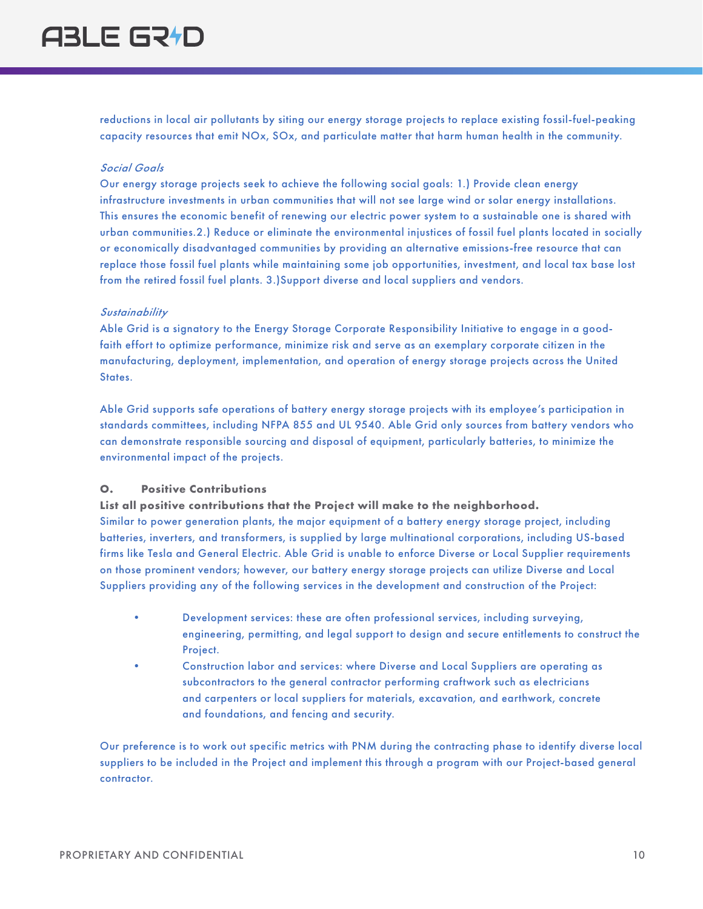reductions in local air pollutants by siting our energy storage projects to replace existing fossil-fuel-peaking capacity resources that emit NOx, SOx, and particulate matter that harm human health in the community.

*Social Goals*

Our energy storage projects seek to achieve the following social goals: 1.) Provide clean energy infrastructure investments in urban communities that will not see large wind or solar energy installations. This ensures the economic benefit of renewing our electric power system to a sustainable one is shared with urban communities.2.) Reduce or eliminate the environmental injustices of fossil fuel plants located in socially or economically disadvantaged communities by providing an alternative emissions-free resource that can replace those fossil fuel plants while maintaining some job opportunities, investment, and local tax base lost from the retired fossil fuel plants. 3.)Support diverse and local suppliers and vendors.

*Sustainability*

Able Grid is a signatory to the Energy Storage Corporate Responsibility Initiative to engage in a good-faith effort to optimize performance, minimize risk and serve as an exemplary corporate citizen in the manufacturing, deployment, implementation, and operation of energy storage projects across the United States.

Able Grid supports safe operations of battery energy storage projects with its employee's participation in standards committees, including NFPA 855 and UL 9540. Able Grid only sources from battery vendors who can demonstrate responsible sourcing and disposal of equipment, particularly batteries, to minimize the environmental impact of the projects.

**O. Positive Contributions**

**List all positive contributions that the Project will make to the neighborhood.**

Similar to power generation plants, the major equipment of a battery energy storage project, including batteries, inverters, and transformers, is supplied by large multinational corporations, including US-based firms like Tesla and General Electric. Able Grid is unable to enforce Diverse or Local Supplier requirements on those prominent vendors; however, our battery energy storage projects can utilize Diverse and Local Suppliers providing any of the following services in the development and construction of the Project:

- Development services: these are often professional services, including surveying, engineering, permitting, and legal support to design and secure entitlements to construct the Project.
- Construction labor and services: where Diverse and Local Suppliers are operating as subcontractors to the general contractor performing craftwork such as electricians and carpenters or local suppliers for materials, excavation, and earthwork, concrete and foundations, and fencing and security.

Our preference is to work out specific metrics with PNM during the contracting phase to identify diverse local suppliers to be included in the Project and implement this through a program with our Project-based general contractor.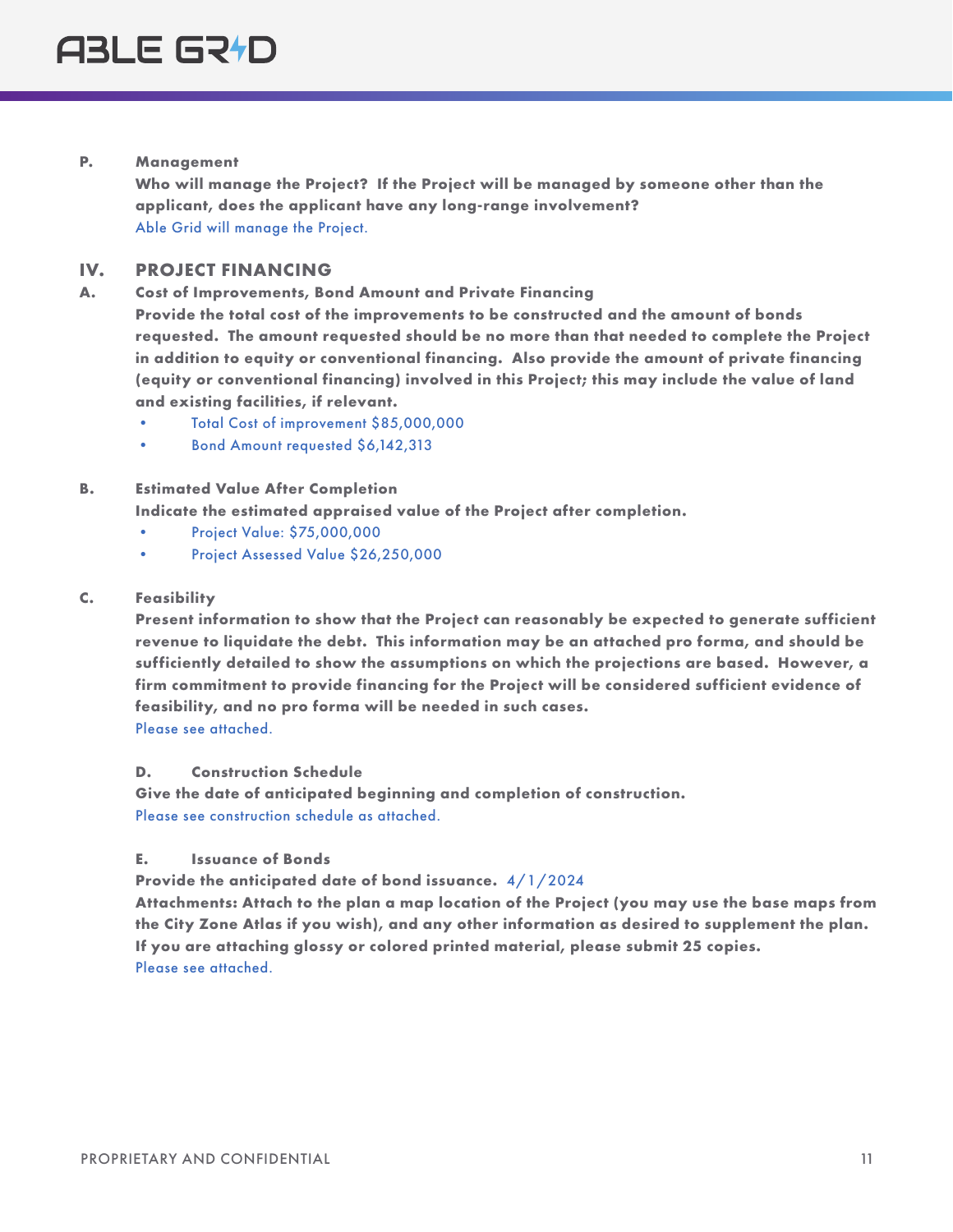**P. Management**

**Who will manage the Project? If the Project will be managed by someone other than the applicant, does the applicant have any long-range involvement?**

Able Grid will manage the Project.

## IV. PROJECT FINANCING

**A. Cost of Improvements, Bond Amount and Private Financing**

**Provide the total cost of the improvements to be constructed and the amount of bonds requested. The amount requested should be no more than that needed to complete the Project in addition to equity or conventional financing. Also provide the amount of private financing (equity or conventional financing) involved in this Project; this may include the value of land and existing facilities, if relevant.**

- Total Cost of improvement $85,000,000
- Bond Amount requested $6,142,313

**B. Estimated Value After Completion**

**Indicate the estimated appraised value of the Project after completion.**

- Project Value: $75,000,000
- Project Assessed Value $26,250,000

**C. Feasibility**

**Present information to show that the Project can reasonably be expected to generate sufficient revenue to liquidate the debt. This information may be an attached pro forma, and should be sufficiently detailed to show the assumptions on which the projections are based. However, a firm commitment to provide financing for the Project will be considered sufficient evidence of feasibility, and no pro forma will be needed in such cases.**

Please see attached.

**D. Construction Schedule**

**Give the date of anticipated beginning and completion of construction.**

Please see construction schedule as attached.

**E. Issuance of Bonds**

**Provide the anticipated date of bond issuance.** 4/1/2024

**Attachments: Attach to the plan a map location of the Project (you may use the base maps from the City Zone Atlas if you wish), and any other information as desired to supplement the plan. If you are attaching glossy or colored printed material, please submit 25 copies.**

Please see attached.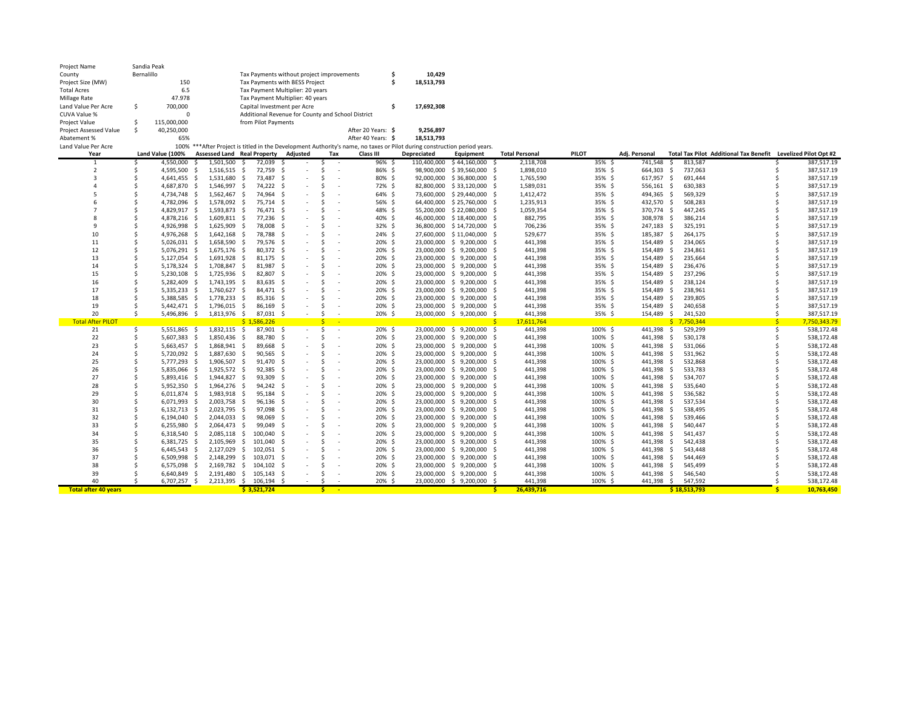| | | | | |
|---|---|---|---|---|
| Project Name | Sandia Peak | | | |
| County | Bernalillo | Tax Payments without project improvements | $ | 10,429 |
| Project Size (MW) | 150 | Tax Payments with BESS Project | $ | 18,513,793 |
| Total Acres | 6.5 | Tax Payment Multiplier: 20 years | | |
| Millage Rate | 47.978 | Tax Payment Multiplier: 40 years | | |
| Land Value Per Acre | $ 700,000 | Capital Investment per Acre | $ | 17,692,308 |
| CUVA Value % | 0 | Additional Revenue for County and School District | | |
| Project Value | $ 115,000,000 | from Pilot Payments | | |
| Project Assessed Value | $ 40,250,000 | After 20 Years: | $ | 9,256,897 |
| Abatement % | 65% | After 40 Years: | $ | 18,513,793 |
| Land Value Per Acre | 100% | ***After Project is titled in the Development Authority's name, no taxes or Pilot during construction period years. | | |

| Year | Land Value (100% | Assessed Land | Real Property | Adjusted | Tax | Class III | Depreciated | Equipment | Total Personal | PILOT | Adj. Personal | Total Tax Pilot | Additional Tax Benefit | Levelized Pilot Opt #2 |
|---|---|---|---|---|---|---|---|---|---|---|---|---|---|---|
| 1 | $ 4,550,000 | $ 1,501,500 | $ 72,039 | $ - | $ - | 96% | $ 110,400,000 | $ 44,160,000 | $ 2,118,708 | 35% | $ 741,548 | $ 813,587 | | $ 387,517.19 |
| 2 | $ 4,595,500 | $ 1,516,515 | $ 72,759 | $ - | $ - | 86% | $ 98,900,000 | $ 39,560,000 | $ 1,898,010 | 35% | $ 664,303 | $ 737,063 | | $ 387,517.19 |
| 3 | $ 4,641,455 | $ 1,531,680 | $ 73,487 | $ - | $ - | 80% | $ 92,000,000 | $ 36,800,000 | $ 1,765,590 | 35% | $ 617,957 | $ 691,444 | | $ 387,517.19 |
| 4 | $ 4,687,870 | $ 1,546,997 | $ 74,222 | $ - | $ - | 72% | $ 82,800,000 | $ 33,120,000 | $ 1,589,031 | 35% | $ 556,161 | $ 630,383 | | $ 387,517.19 |
| 5 | $ 4,734,748 | $ 1,562,467 | $ 74,964 | $ - | $ - | 64% | $ 73,600,000 | $ 29,440,000 | $ 1,412,472 | 35% | $ 494,365 | $ 569,329 | | $ 387,517.19 |
| 6 | $ 4,782,096 | $ 1,578,092 | $ 75,714 | $ - | $ - | 56% | $ 64,400,000 | $ 25,760,000 | $ 1,235,913 | 35% | $ 432,570 | $ 508,283 | | $ 387,517.19 |
| 7 | $ 4,829,917 | $ 1,593,873 | $ 76,471 | $ - | $ - | 48% | $ 55,200,000 | $ 22,080,000 | $ 1,059,354 | 35% | $ 370,774 | $ 447,245 | | $ 387,517.19 |
| 8 | $ 4,878,216 | $ 1,609,811 | $ 77,236 | $ - | $ - | 40% | $ 46,000,000 | $ 18,400,000 | $ 882,795 | 35% | $ 308,978 | $ 386,214 | | $ 387,517.19 |
| 9 | $ 4,926,998 | $ 1,625,909 | $ 78,008 | $ - | $ - | 32% | $ 36,800,000 | $ 14,720,000 | $ 706,236 | 35% | $ 247,183 | $ 325,191 | | $ 387,517.19 |
| 10 | $ 4,976,268 | $ 1,642,168 | $ 78,788 | $ - | $ - | 24% | $ 27,600,000 | $ 11,040,000 | $ 529,677 | 35% | $ 185,387 | $ 264,175 | | $ 387,517.19 |
| 11 | $ 5,026,031 | $ 1,658,590 | $ 79,576 | $ - | $ - | 20% | $ 23,000,000 | $ 9,200,000 | $ 441,398 | 35% | $ 154,489 | $ 234,065 | | $ 387,517.19 |
| 12 | $ 5,076,291 | $ 1,675,176 | $ 80,372 | $ - | $ - | 20% | $ 23,000,000 | $ 9,200,000 | $ 441,398 | 35% | $ 154,489 | $ 234,861 | | $ 387,517.19 |
| 13 | $ 5,127,054 | $ 1,691,928 | $ 81,175 | $ - | $ - | 20% | $ 23,000,000 | $ 9,200,000 | $ 441,398 | 35% | $ 154,489 | $ 235,664 | | $ 387,517.19 |
| 14 | $ 5,178,324 | $ 1,708,847 | $ 81,987 | $ - | $ - | 20% | $ 23,000,000 | $ 9,200,000 | $ 441,398 | 35% | $ 154,489 | $ 236,476 | | $ 387,517.19 |
| 15 | $ 5,230,108 | $ 1,725,936 | $ 82,807 | $ - | $ - | 20% | $ 23,000,000 | $ 9,200,000 | $ 441,398 | 35% | $ 154,489 | $ 237,296 | | $ 387,517.19 |
| 16 | $ 5,282,409 | $ 1,743,195 | $ 83,635 | $ - | $ - | 20% | $ 23,000,000 | $ 9,200,000 | $ 441,398 | 35% | $ 154,489 | $ 238,124 | | $ 387,517.19 |
| 17 | $ 5,335,233 | $ 1,760,627 | $ 84,471 | $ - | $ - | 20% | $ 23,000,000 | $ 9,200,000 | $ 441,398 | 35% | $ 154,489 | $ 238,961 | | $ 387,517.19 |
| 18 | $ 5,388,585 | $ 1,778,233 | $ 85,316 | $ - | $ - | 20% | $ 23,000,000 | $ 9,200,000 | $ 441,398 | 35% | $ 154,489 | $ 239,805 | | $ 387,517.19 |
| 19 | $ 5,442,471 | $ 1,796,015 | $ 86,169 | $ - | $ - | 20% | $ 23,000,000 | $ 9,200,000 | $ 441,398 | 35% | $ 154,489 | $ 240,658 | | $ 387,517.19 |
| 20 | $ 5,496,896 | $ 1,813,976 | $ 87,031 | $ - | $ - | 20% | $ 23,000,000 | $ 9,200,000 | $ 441,398 | 35% | $ 154,489 | $ 241,520 | | $ 387,517.19 |
| **Total After PILOT** | | | $ 1,586,226 | | $ - | | | | $ 17,611,764 | | | $ 7,750,344 | | $ 7,750,343.79 |
| 21 | $ 5,551,865 | $ 1,832,115 | $ 87,901 | $ - | $ - | 20% | $ 23,000,000 | $ 9,200,000 | $ 441,398 | 100% | $ 441,398 | $ 529,299 | | $ 538,172.48 |
| 22 | $ 5,607,383 | $ 1,850,436 | $ 88,780 | $ - | $ - | 20% | $ 23,000,000 | $ 9,200,000 | $ 441,398 | 100% | $ 441,398 | $ 530,178 | | $ 538,172.48 |
| 23 | $ 5,663,457 | $ 1,868,941 | $ 89,668 | $ - | $ - | 20% | $ 23,000,000 | $ 9,200,000 | $ 441,398 | 100% | $ 441,398 | $ 531,066 | | $ 538,172.48 |
| 24 | $ 5,720,092 | $ 1,887,630 | $ 90,565 | $ - | $ - | 20% | $ 23,000,000 | $ 9,200,000 | $ 441,398 | 100% | $ 441,398 | $ 531,962 | | $ 538,172.48 |
| 25 | $ 5,777,293 | $ 1,906,507 | $ 91,470 | $ - | $ - | 20% | $ 23,000,000 | $ 9,200,000 | $ 441,398 | 100% | $ 441,398 | $ 532,868 | | $ 538,172.48 |
| 26 | $ 5,835,066 | $ 1,925,572 | $ 92,385 | $ - | $ - | 20% | $ 23,000,000 | $ 9,200,000 | $ 441,398 | 100% | $ 441,398 | $ 533,783 | | $ 538,172.48 |
| 27 | $ 5,893,416 | $ 1,944,827 | $ 93,309 | $ - | $ - | 20% | $ 23,000,000 | $ 9,200,000 | $ 441,398 | 100% | $ 441,398 | $ 534,707 | | $ 538,172.48 |
| 28 | $ 5,952,350 | $ 1,964,276 | $ 94,242 | $ - | $ - | 20% | $ 23,000,000 | $ 9,200,000 | $ 441,398 | 100% | $ 441,398 | $ 535,640 | | $ 538,172.48 |
| 29 | $ 6,011,874 | $ 1,983,918 | $ 95,184 | $ - | $ - | 20% | $ 23,000,000 | $ 9,200,000 | $ 441,398 | 100% | $ 441,398 | $ 536,582 | | $ 538,172.48 |
| 30 | $ 6,071,993 | $ 2,003,758 | $ 96,136 | $ - | $ - | 20% | $ 23,000,000 | $ 9,200,000 | $ 441,398 | 100% | $ 441,398 | $ 537,534 | | $ 538,172.48 |
| 31 | $ 6,132,713 | $ 2,023,795 | $ 97,098 | $ - | $ - | 20% | $ 23,000,000 | $ 9,200,000 | $ 441,398 | 100% | $ 441,398 | $ 538,495 | | $ 538,172.48 |
| 32 | $ 6,194,040 | $ 2,044,033 | $ 98,069 | $ - | $ - | 20% | $ 23,000,000 | $ 9,200,000 | $ 441,398 | 100% | $ 441,398 | $ 539,466 | | $ 538,172.48 |
| 33 | $ 6,255,980 | $ 2,064,473 | $ 99,049 | $ - | $ - | 20% | $ 23,000,000 | $ 9,200,000 | $ 441,398 | 100% | $ 441,398 | $ 540,447 | | $ 538,172.48 |
| 34 | $ 6,318,540 | $ 2,085,118 | $ 100,040 | $ - | $ - | 20% | $ 23,000,000 | $ 9,200,000 | $ 441,398 | 100% | $ 441,398 | $ 541,437 | | $ 538,172.48 |
| 35 | $ 6,381,725 | $ 2,105,969 | $ 101,040 | $ - | $ - | 20% | $ 23,000,000 | $ 9,200,000 | $ 441,398 | 100% | $ 441,398 | $ 542,438 | | $ 538,172.48 |
| 36 | $ 6,445,543 | $ 2,127,029 | $ 102,051 | $ - | $ - | 20% | $ 23,000,000 | $ 9,200,000 | $ 441,398 | 100% | $ 441,398 | $ 543,448 | | $ 538,172.48 |
| 37 | $ 6,509,998 | $ 2,148,299 | $ 103,071 | $ - | $ - | 20% | $ 23,000,000 | $ 9,200,000 | $ 441,398 | 100% | $ 441,398 | $ 544,469 | | $ 538,172.48 |
| 38 | $ 6,575,098 | $ 2,169,782 | $ 104,102 | $ - | $ - | 20% | $ 23,000,000 | $ 9,200,000 | $ 441,398 | 100% | $ 441,398 | $ 545,499 | | $ 538,172.48 |
| 39 | $ 6,640,849 | $ 2,191,480 | $ 105,143 | $ - | $ - | 20% | $ 23,000,000 | $ 9,200,000 | $ 441,398 | 100% | $ 441,398 | $ 546,540 | | $ 538,172.48 |
| 40 | $ 6,707,257 | $ 2,213,395 | $ 106,194 | $ - | $ - | 20% | $ 23,000,000 | $ 9,200,000 | $ 441,398 | 100% | $ 441,398 | $ 547,592 | | $ 538,172.48 |
| **Total after 40 years** | | | $ 3,521,724 | | $ - | | | | $ 26,439,716 | | | $ 18,513,793 | | $ 10,763,450 |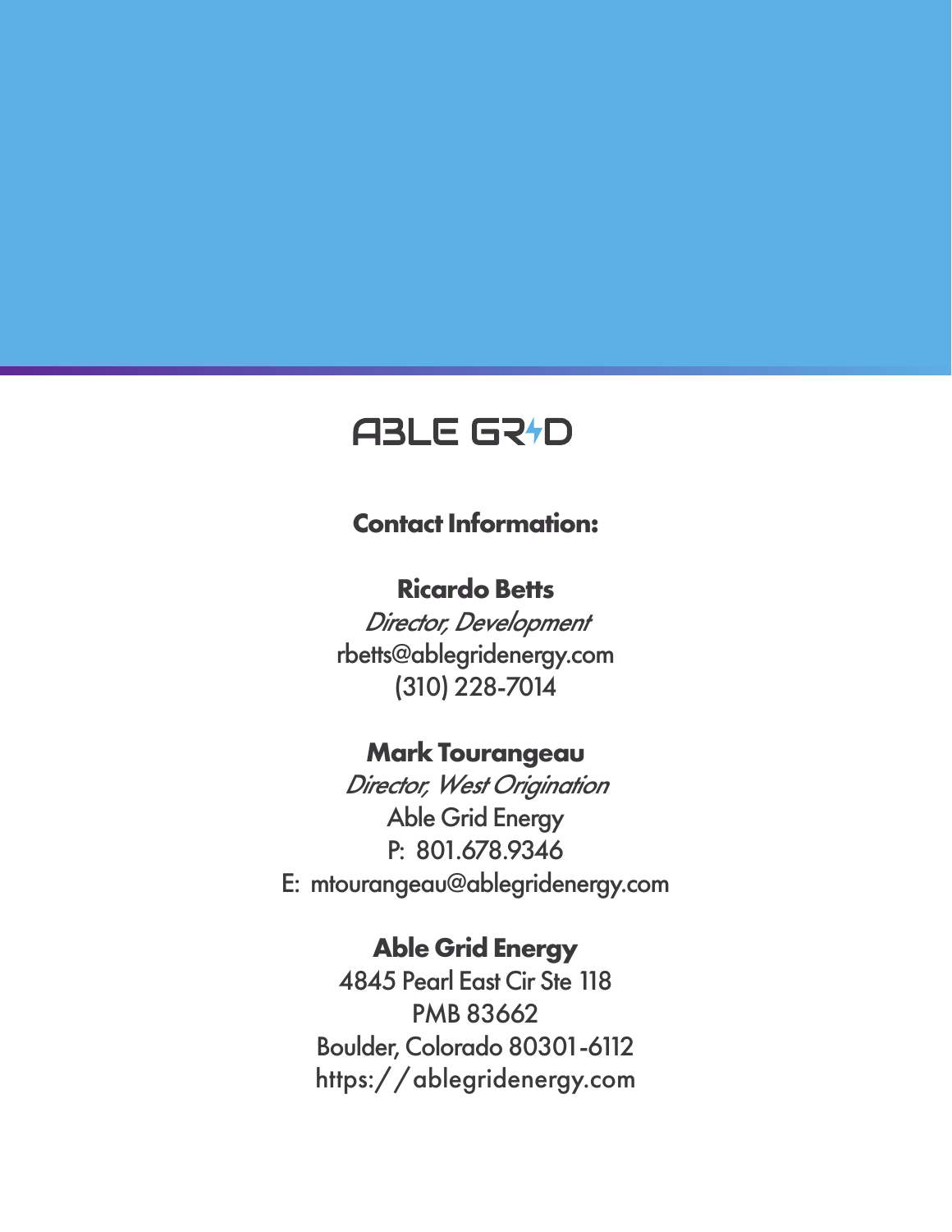ABLE GRID

**Contact Information:**

**Ricardo Betts**
*Director, Development*
rbetts@ablegridenergy.com
(310) 228-7014

**Mark Tourangeau**
*Director, West Origination*
Able Grid Energy
P: 801.678.9346
E: mtourangeau@ablegridenergy.com

**Able Grid Energy**
4845 Pearl East Cir Ste 118
PMB 83662
Boulder, Colorado 80301-6112
https://ablegridenergy.com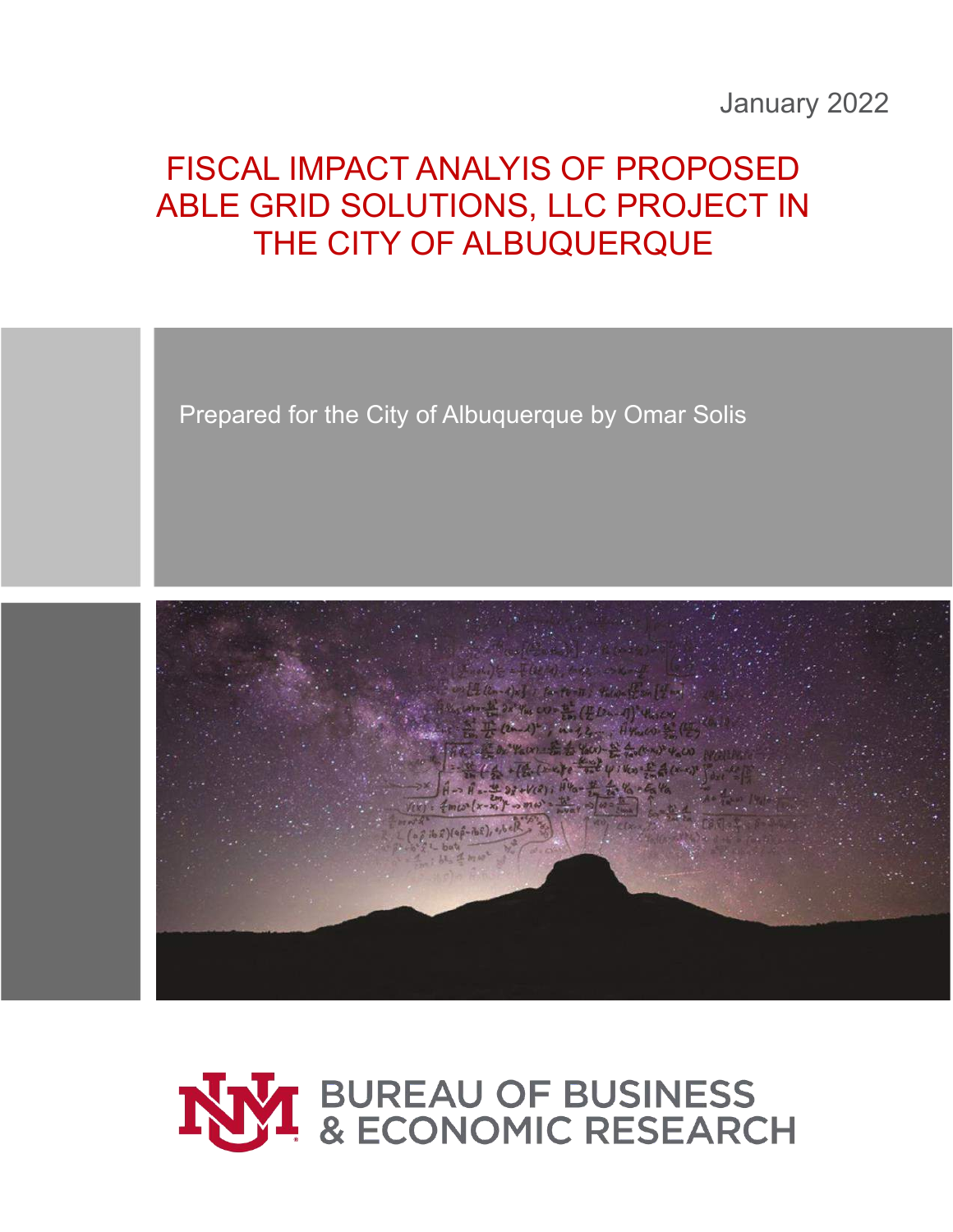January 2022

# FISCAL IMPACT ANALYIS OF PROPOSED ABLE GRID SOLUTIONS, LLC PROJECT IN THE CITY OF ALBUQUERQUE

Prepared for the City of Albuquerque by Omar Solis

BUREAU OF BUSINESS & ECONOMIC RESEARCH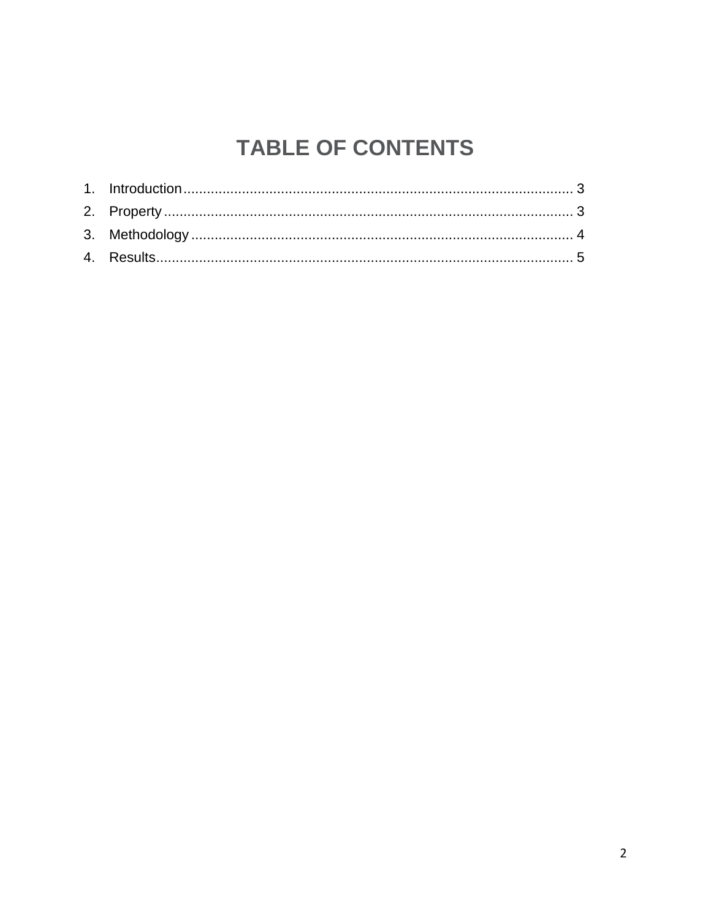# TABLE OF CONTENTS

1. Introduction .................................................................................................... 3
2. Property ......................................................................................................... 3
3. Methodology .................................................................................................. 4
4. Results ........................................................................................................... 5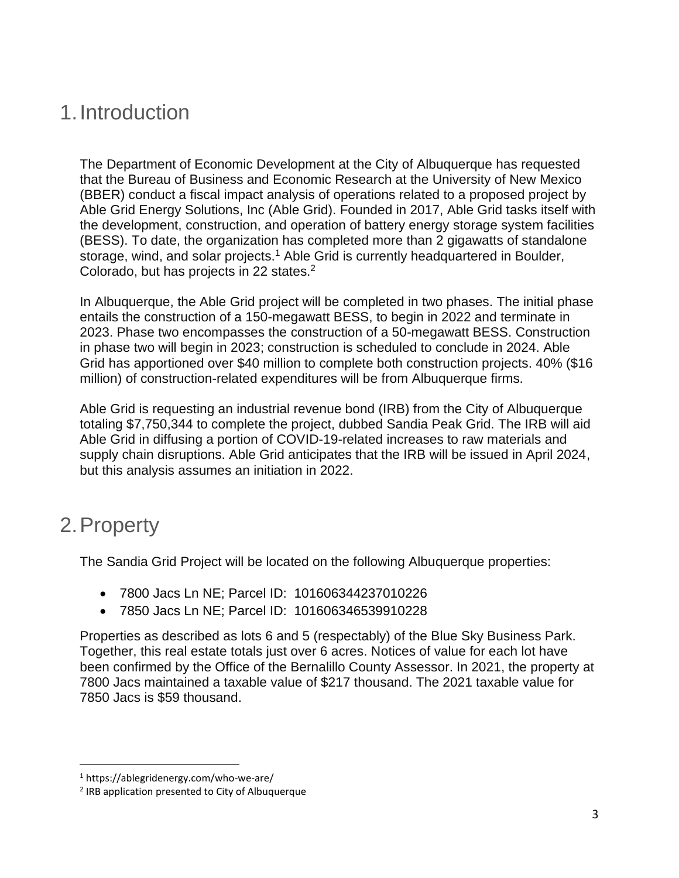# 1. Introduction

The Department of Economic Development at the City of Albuquerque has requested that the Bureau of Business and Economic Research at the University of New Mexico (BBER) conduct a fiscal impact analysis of operations related to a proposed project by Able Grid Energy Solutions, Inc (Able Grid). Founded in 2017, Able Grid tasks itself with the development, construction, and operation of battery energy storage system facilities (BESS). To date, the organization has completed more than 2 gigawatts of standalone storage, wind, and solar projects.[1] Able Grid is currently headquartered in Boulder, Colorado, but has projects in 22 states.[2]

In Albuquerque, the Able Grid project will be completed in two phases. The initial phase entails the construction of a 150-megawatt BESS, to begin in 2022 and terminate in 2023. Phase two encompasses the construction of a 50-megawatt BESS. Construction in phase two will begin in 2023; construction is scheduled to conclude in 2024. Able Grid has apportioned over $40 million to complete both construction projects. 40% ($16 million) of construction-related expenditures will be from Albuquerque firms.

Able Grid is requesting an industrial revenue bond (IRB) from the City of Albuquerque totaling $7,750,344 to complete the project, dubbed Sandia Peak Grid. The IRB will aid Able Grid in diffusing a portion of COVID-19-related increases to raw materials and supply chain disruptions. Able Grid anticipates that the IRB will be issued in April 2024, but this analysis assumes an initiation in 2022.

# 2. Property

The Sandia Grid Project will be located on the following Albuquerque properties:

- 7800 Jacs Ln NE; Parcel ID: 101606344237010226
- 7850 Jacs Ln NE; Parcel ID: 101606346539910228

Properties as described as lots 6 and 5 (respectably) of the Blue Sky Business Park. Together, this real estate totals just over 6 acres. Notices of value for each lot have been confirmed by the Office of the Bernalillo County Assessor. In 2021, the property at 7800 Jacs maintained a taxable value of $217 thousand. The 2021 taxable value for 7850 Jacs is $59 thousand.

[1] https://ablegridenergy.com/who-we-are/

[2] IRB application presented to City of Albuquerque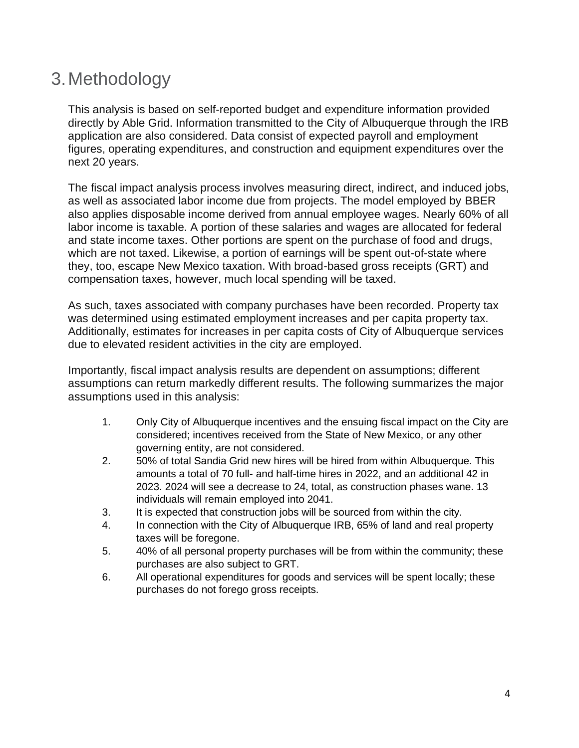# 3. Methodology

This analysis is based on self-reported budget and expenditure information provided directly by Able Grid. Information transmitted to the City of Albuquerque through the IRB application are also considered. Data consist of expected payroll and employment figures, operating expenditures, and construction and equipment expenditures over the next 20 years.

The fiscal impact analysis process involves measuring direct, indirect, and induced jobs, as well as associated labor income due from projects. The model employed by BBER also applies disposable income derived from annual employee wages. Nearly 60% of all labor income is taxable. A portion of these salaries and wages are allocated for federal and state income taxes. Other portions are spent on the purchase of food and drugs, which are not taxed. Likewise, a portion of earnings will be spent out-of-state where they, too, escape New Mexico taxation. With broad-based gross receipts (GRT) and compensation taxes, however, much local spending will be taxed.

As such, taxes associated with company purchases have been recorded. Property tax was determined using estimated employment increases and per capita property tax. Additionally, estimates for increases in per capita costs of City of Albuquerque services due to elevated resident activities in the city are employed.

Importantly, fiscal impact analysis results are dependent on assumptions; different assumptions can return markedly different results. The following summarizes the major assumptions used in this analysis:

1. Only City of Albuquerque incentives and the ensuing fiscal impact on the City are considered; incentives received from the State of New Mexico, or any other governing entity, are not considered.
2. 50% of total Sandia Grid new hires will be hired from within Albuquerque. This amounts a total of 70 full- and half-time hires in 2022, and an additional 42 in 2023. 2024 will see a decrease to 24, total, as construction phases wane. 13 individuals will remain employed into 2041.
3. It is expected that construction jobs will be sourced from within the city.
4. In connection with the City of Albuquerque IRB, 65% of land and real property taxes will be foregone.
5. 40% of all personal property purchases will be from within the community; these purchases are also subject to GRT.
6. All operational expenditures for goods and services will be spent locally; these purchases do not forego gross receipts.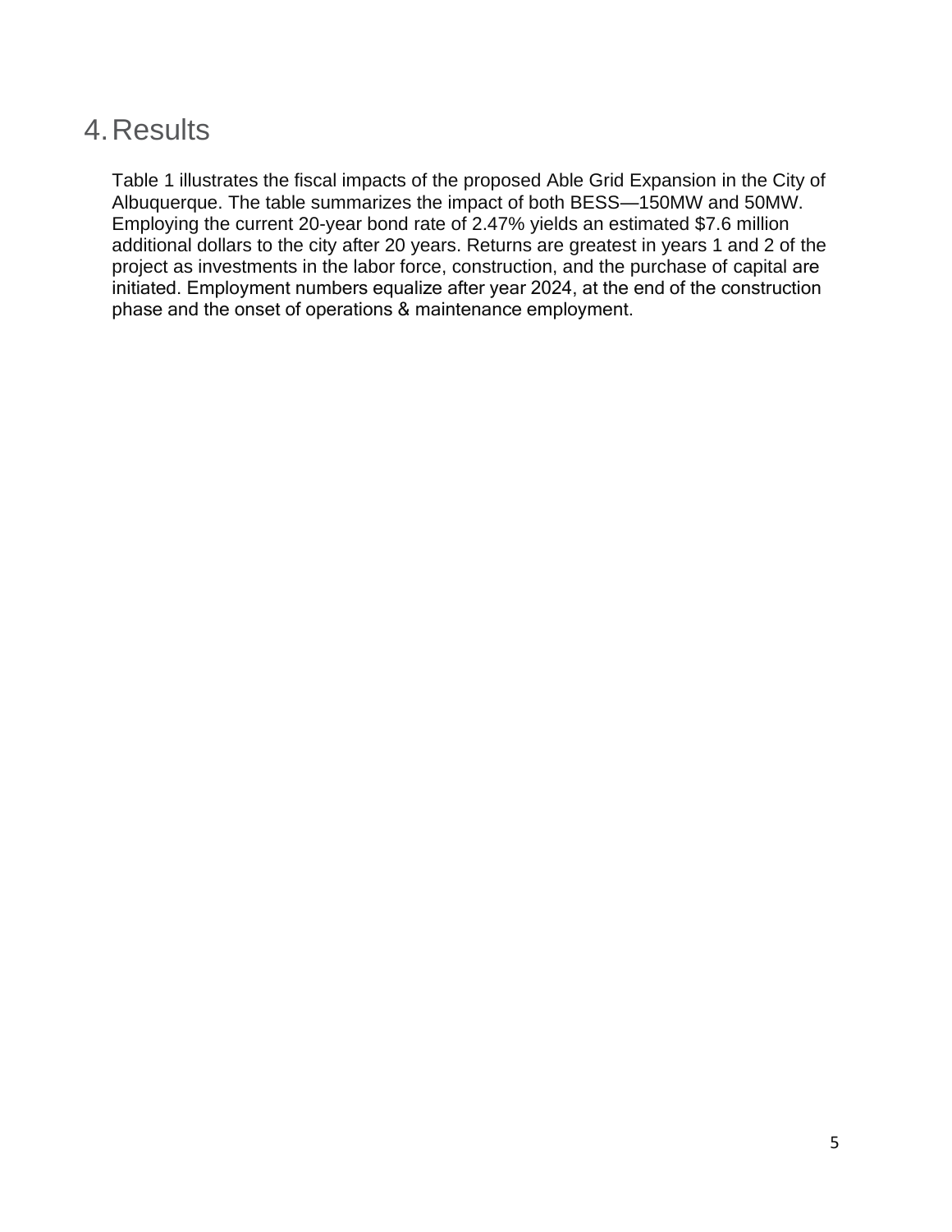# 4. Results

Table 1 illustrates the fiscal impacts of the proposed Able Grid Expansion in the City of Albuquerque. The table summarizes the impact of both BESS—150MW and 50MW. Employing the current 20-year bond rate of 2.47% yields an estimated $7.6 million additional dollars to the city after 20 years. Returns are greatest in years 1 and 2 of the project as investments in the labor force, construction, and the purchase of capital are initiated. Employment numbers equalize after year 2024, at the end of the construction phase and the onset of operations & maintenance employment.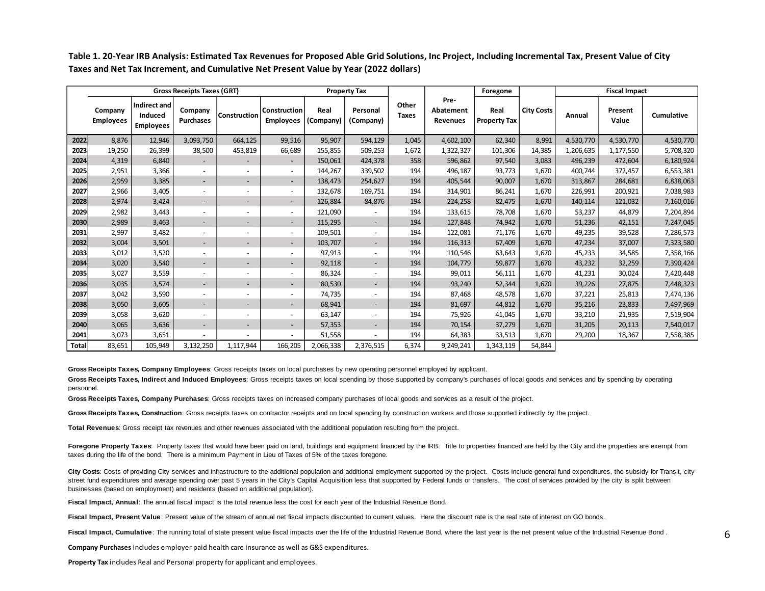**Table 1. 20-Year IRB Analysis: Estimated Tax Revenues for Proposed Able Grid Solutions, Inc Project, Including Incremental Tax, Present Value of City Taxes and Net Tax Increment, and Cumulative Net Present Value by Year (2022 dollars)**

| | Gross Receipts Taxes (GRT) | | | | | Property Tax | | | | Foregone | | Fiscal Impact | | |
|---|---|---|---|---|---|---|---|---|---|---|---|---|---|---|
| | Company Employees | Indirect and Induced Employees | Company Purchases | Construction | Construction Employees | Real (Company) | Personal (Company) | Other Taxes | Pre-Abatement Revenues | Real Property Tax | City Costs | Annual | Present Value | Cumulative |
| **2022** | 8,876 | 12,946 | 3,093,750 | 664,125 | 99,516 | 95,907 | 594,129 | 1,045 | 4,602,100 | 62,340 | 8,991 | 4,530,770 | 4,530,770 | 4,530,770 |
| **2023** | 19,250 | 26,399 | 38,500 | 453,819 | 66,689 | 155,855 | 509,253 | 1,672 | 1,322,327 | 101,306 | 14,385 | 1,206,635 | 1,177,550 | 5,708,320 |
| **2024** | 4,319 | 6,840 | - | - | - | 150,061 | 424,378 | 358 | 596,862 | 97,540 | 3,083 | 496,239 | 472,604 | 6,180,924 |
| **2025** | 2,951 | 3,366 | - | - | - | 144,267 | 339,502 | 194 | 496,187 | 93,773 | 1,670 | 400,744 | 372,457 | 6,553,381 |
| **2026** | 2,959 | 3,385 | - | - | - | 138,473 | 254,627 | 194 | 405,544 | 90,007 | 1,670 | 313,867 | 284,681 | 6,838,063 |
| **2027** | 2,966 | 3,405 | - | - | - | 132,678 | 169,751 | 194 | 314,901 | 86,241 | 1,670 | 226,991 | 200,921 | 7,038,983 |
| **2028** | 2,974 | 3,424 | - | - | - | 126,884 | 84,876 | 194 | 224,258 | 82,475 | 1,670 | 140,114 | 121,032 | 7,160,016 |
| **2029** | 2,982 | 3,443 | - | - | - | 121,090 | - | 194 | 133,615 | 78,708 | 1,670 | 53,237 | 44,879 | 7,204,894 |
| **2030** | 2,989 | 3,463 | - | - | - | 115,295 | - | 194 | 127,848 | 74,942 | 1,670 | 51,236 | 42,151 | 7,247,045 |
| **2031** | 2,997 | 3,482 | - | - | - | 109,501 | - | 194 | 122,081 | 71,176 | 1,670 | 49,235 | 39,528 | 7,286,573 |
| **2032** | 3,004 | 3,501 | - | - | - | 103,707 | - | 194 | 116,313 | 67,409 | 1,670 | 47,234 | 37,007 | 7,323,580 |
| **2033** | 3,012 | 3,520 | - | - | - | 97,913 | - | 194 | 110,546 | 63,643 | 1,670 | 45,233 | 34,585 | 7,358,166 |
| **2034** | 3,020 | 3,540 | - | - | - | 92,118 | - | 194 | 104,779 | 59,877 | 1,670 | 43,232 | 32,259 | 7,390,424 |
| **2035** | 3,027 | 3,559 | - | - | - | 86,324 | - | 194 | 99,011 | 56,111 | 1,670 | 41,231 | 30,024 | 7,420,448 |
| **2036** | 3,035 | 3,574 | - | - | - | 80,530 | - | 194 | 93,240 | 52,344 | 1,670 | 39,226 | 27,875 | 7,448,323 |
| **2037** | 3,042 | 3,590 | - | - | - | 74,735 | - | 194 | 87,468 | 48,578 | 1,670 | 37,221 | 25,813 | 7,474,136 |
| **2038** | 3,050 | 3,605 | - | - | - | 68,941 | - | 194 | 81,697 | 44,812 | 1,670 | 35,216 | 23,833 | 7,497,969 |
| **2039** | 3,058 | 3,620 | - | - | - | 63,147 | - | 194 | 75,926 | 41,045 | 1,670 | 33,210 | 21,935 | 7,519,904 |
| **2040** | 3,065 | 3,636 | - | - | - | 57,353 | - | 194 | 70,154 | 37,279 | 1,670 | 31,205 | 20,113 | 7,540,017 |
| **2041** | 3,073 | 3,651 | - | - | - | 51,558 | - | 194 | 64,383 | 33,513 | 1,670 | 29,200 | 18,367 | 7,558,385 |
| **Total** | 83,651 | 105,949 | 3,132,250 | 1,117,944 | 166,205 | 2,066,338 | 2,376,515 | 6,374 | 9,249,241 | 1,343,119 | 54,844 | | | |

**Gross Receipts Taxes, Company Employees**: Gross receipts taxes on local purchases by new operating personnel employed by applicant.

**Gross Receipts Taxes, Indirect and Induced Employees**: Gross receipts taxes on local spending by those supported by company's purchases of local goods and services and by spending by operating personnel.

**Gross Receipts Taxes, Company Purchases**: Gross receipts taxes on increased company purchases of local goods and services as a result of the project.

**Gross Receipts Taxes, Construction**: Gross receipts taxes on contractor receipts and on local spending by construction workers and those supported indirectly by the project.

**Total Revenues**: Gross receipt tax revenues and other revenues associated with the additional population resulting from the project.

**Foregone Property Taxes**: Property taxes that would have been paid on land, buildings and equipment financed by the IRB. Title to properties financed are held by the City and the properties are exempt from taxes during the life of the bond. There is a minimum Payment in Lieu of Taxes of 5% of the taxes foregone.

**City Costs**: Costs of providing City services and infrastructure to the additional population and additional employment supported by the project. Costs include general fund expenditures, the subsidy for Transit, city street fund expenditures and average spending over past 5 years in the City's Capital Acquisition less that supported by Federal funds or transfers. The cost of services provided by the city is split between businesses (based on employment) and residents (based on additional population).

**Fiscal Impact, Annual**: The annual fiscal impact is the total revenue less the cost for each year of the Industrial Revenue Bond.

**Fiscal Impact, Present Value**: Present value of the stream of annual net fiscal impacts discounted to current values. Here the discount rate is the real rate of interest on GO bonds.

**Fiscal Impact, Cumulative**: The running total of state present value fiscal impacts over the life of the Industrial Revenue Bond, where the last year is the net present value of the Industrial Revenue Bond .

**Company Purchases** includes employer paid health care insurance as well as G&S expenditures.

**Property Tax** includes Real and Personal property for applicant and employees.